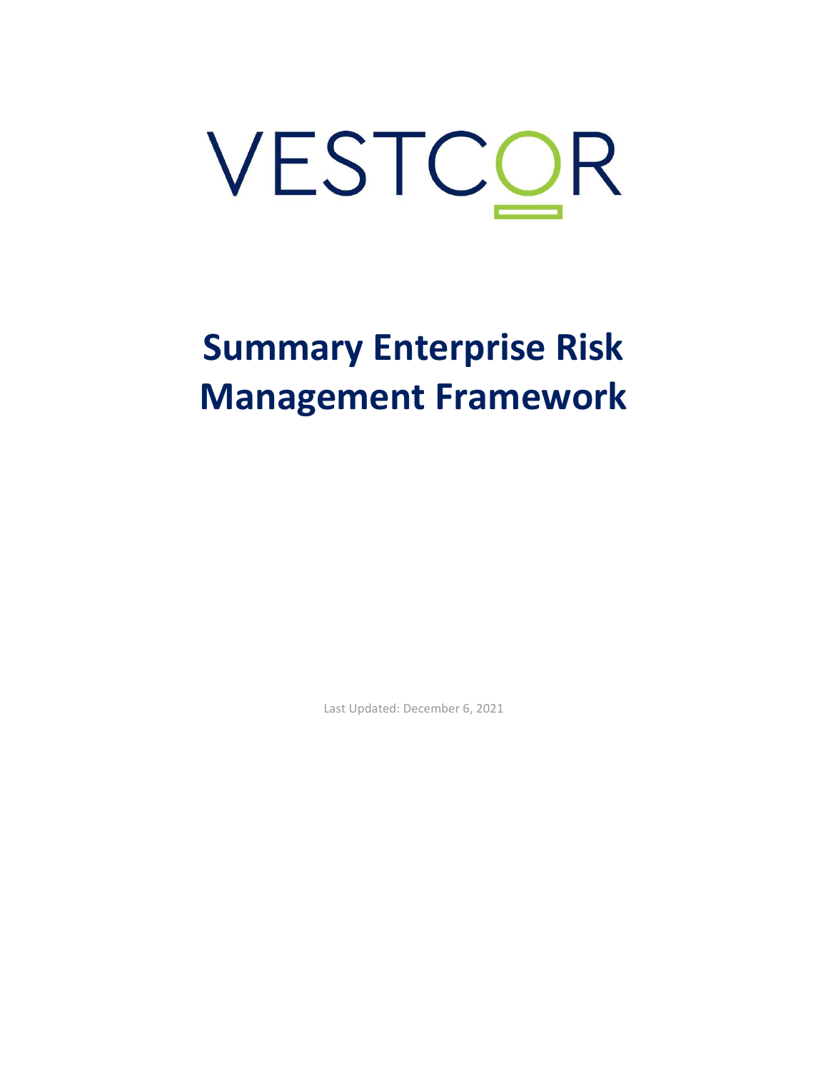VESTCOR

# Summary Enterprise Risk Management Framework

Last Updated: December 6, 2021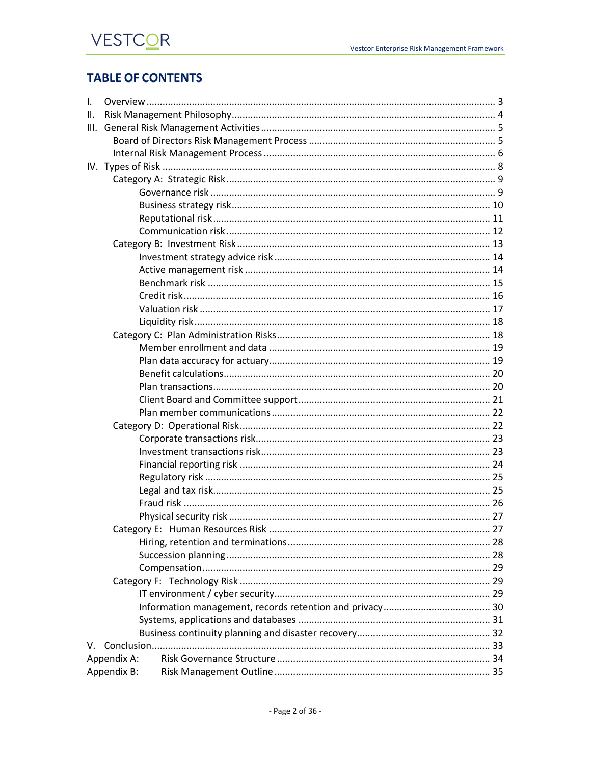## TABLE OF CONTENTS

I. Overview ........ 3
II. Risk Management Philosophy ........ 4
III. General Risk Management Activities ........ 5
- Board of Directors Risk Management Process ........ 5
- Internal Risk Management Process ........ 6

IV. Types of Risk ........ 8
- Category A: Strategic Risk ........ 9
  - Governance risk ........ 9
  - Business strategy risk ........ 10
  - Reputational risk ........ 11
  - Communication risk ........ 12
- Category B: Investment Risk ........ 13
  - Investment strategy advice risk ........ 14
  - Active management risk ........ 14
  - Benchmark risk ........ 15
  - Credit risk ........ 16
  - Valuation risk ........ 17
  - Liquidity risk ........ 18
- Category C: Plan Administration Risks ........ 18
  - Member enrollment and data ........ 19
  - Plan data accuracy for actuary ........ 19
  - Benefit calculations ........ 20
  - Plan transactions ........ 20
  - Client Board and Committee support ........ 21
  - Plan member communications ........ 22
- Category D: Operational Risk ........ 22
  - Corporate transactions risk ........ 23
  - Investment transactions risk ........ 23
  - Financial reporting risk ........ 24
  - Regulatory risk ........ 25
  - Legal and tax risk ........ 25
  - Fraud risk ........ 26
  - Physical security risk ........ 27
- Category E: Human Resources Risk ........ 27
  - Hiring, retention and terminations ........ 28
  - Succession planning ........ 28
  - Compensation ........ 29
- Category F: Technology Risk ........ 29
  - IT environment / cyber security ........ 29
  - Information management, records retention and privacy ........ 30
  - Systems, applications and databases ........ 31
  - Business continuity planning and disaster recovery ........ 32

V. Conclusion ........ 33

Appendix A: Risk Governance Structure ........ 34

Appendix B: Risk Management Outline ........ 35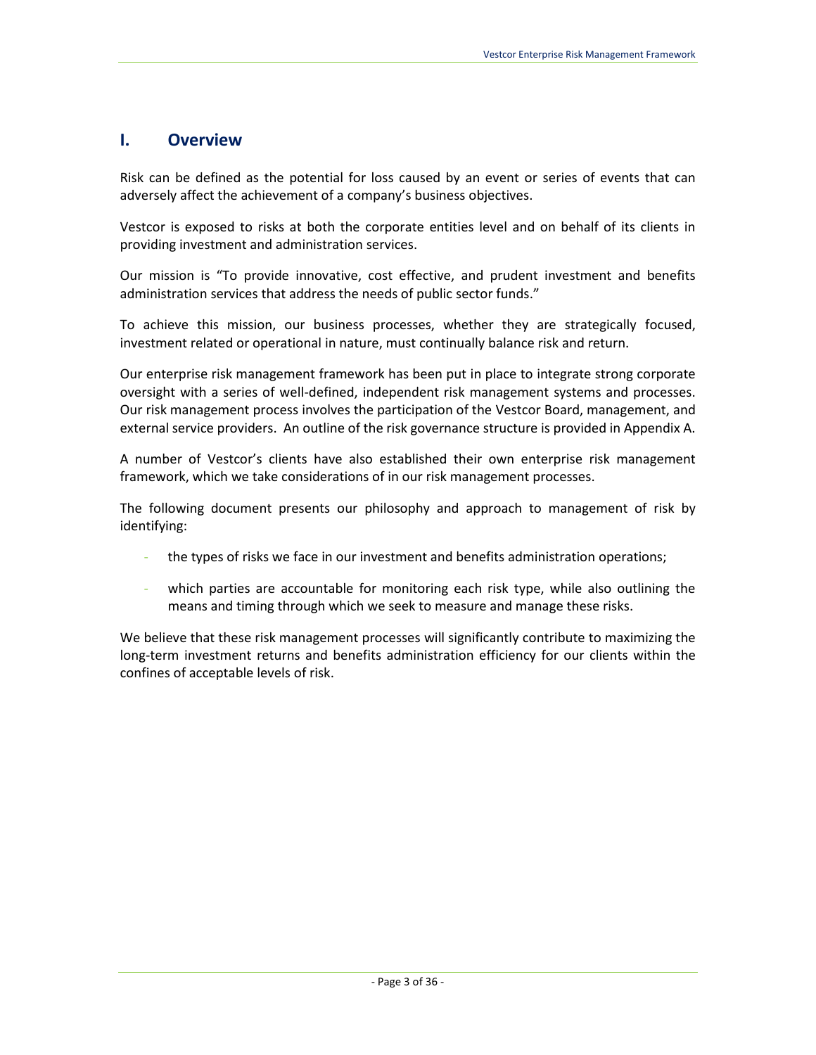## I. Overview

Risk can be defined as the potential for loss caused by an event or series of events that can adversely affect the achievement of a company's business objectives.

Vestcor is exposed to risks at both the corporate entities level and on behalf of its clients in providing investment and administration services.

Our mission is "To provide innovative, cost effective, and prudent investment and benefits administration services that address the needs of public sector funds."

To achieve this mission, our business processes, whether they are strategically focused, investment related or operational in nature, must continually balance risk and return.

Our enterprise risk management framework has been put in place to integrate strong corporate oversight with a series of well-defined, independent risk management systems and processes. Our risk management process involves the participation of the Vestcor Board, management, and external service providers. An outline of the risk governance structure is provided in Appendix A.

A number of Vestcor's clients have also established their own enterprise risk management framework, which we take considerations of in our risk management processes.

The following document presents our philosophy and approach to management of risk by identifying:

- the types of risks we face in our investment and benefits administration operations;
- which parties are accountable for monitoring each risk type, while also outlining the means and timing through which we seek to measure and manage these risks.

We believe that these risk management processes will significantly contribute to maximizing the long-term investment returns and benefits administration efficiency for our clients within the confines of acceptable levels of risk.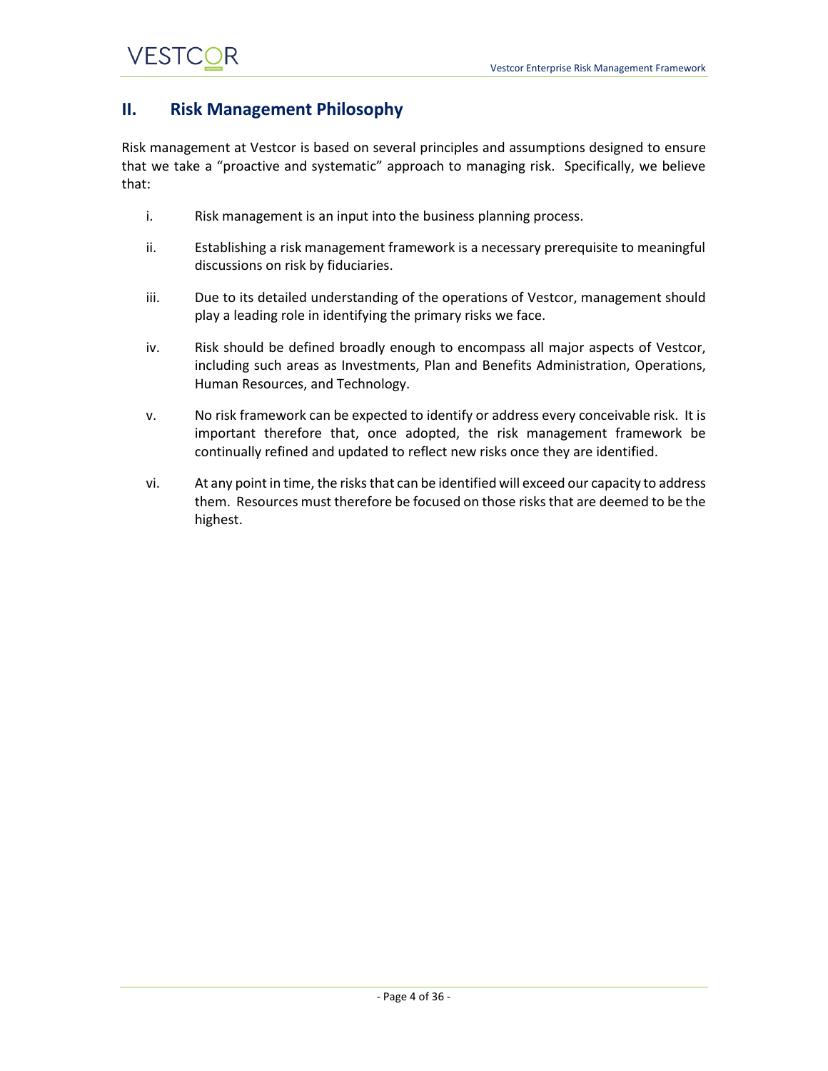## II. Risk Management Philosophy

Risk management at Vestcor is based on several principles and assumptions designed to ensure that we take a “proactive and systematic” approach to managing risk. Specifically, we believe that:

i. Risk management is an input into the business planning process.

ii. Establishing a risk management framework is a necessary prerequisite to meaningful discussions on risk by fiduciaries.

iii. Due to its detailed understanding of the operations of Vestcor, management should play a leading role in identifying the primary risks we face.

iv. Risk should be defined broadly enough to encompass all major aspects of Vestcor, including such areas as Investments, Plan and Benefits Administration, Operations, Human Resources, and Technology.

v. No risk framework can be expected to identify or address every conceivable risk. It is important therefore that, once adopted, the risk management framework be continually refined and updated to reflect new risks once they are identified.

vi. At any point in time, the risks that can be identified will exceed our capacity to address them. Resources must therefore be focused on those risks that are deemed to be the highest.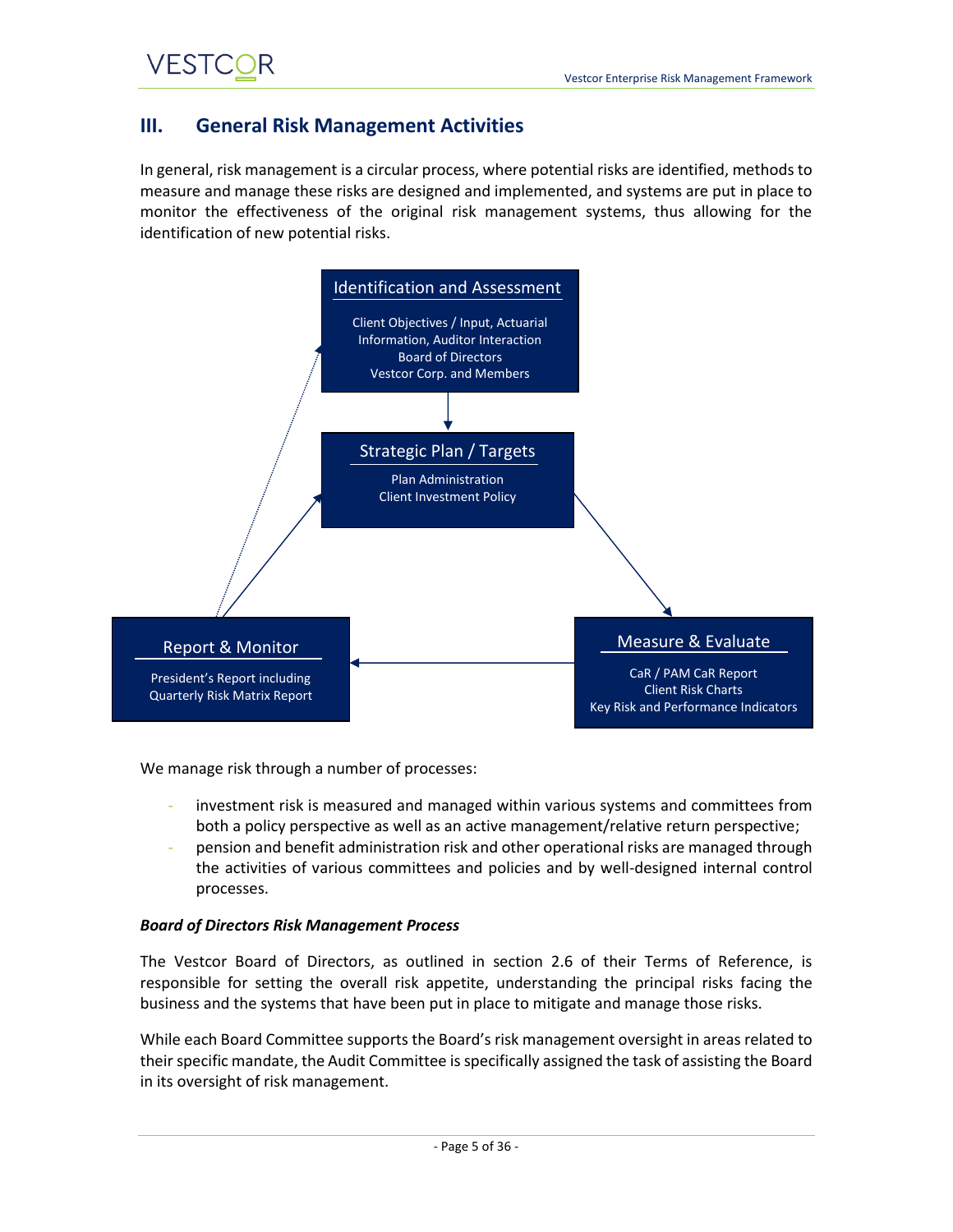## III. General Risk Management Activities

In general, risk management is a circular process, where potential risks are identified, methods to measure and manage these risks are designed and implemented, and systems are put in place to monitor the effectiveness of the original risk management systems, thus allowing for the identification of new potential risks.

**Identification and Assessment**

Client Objectives / Input, Actuarial Information, Auditor Interaction
Board of Directors
Vestcor Corp. and Members

**Strategic Plan / Targets**

Plan Administration
Client Investment Policy

**Measure & Evaluate**

CaR / PAM CaR Report
Client Risk Charts
Key Risk and Performance Indicators

**Report & Monitor**

President's Report including Quarterly Risk Matrix Report

We manage risk through a number of processes:

- investment risk is measured and managed within various systems and committees from both a policy perspective as well as an active management/relative return perspective;
- pension and benefit administration risk and other operational risks are managed through the activities of various committees and policies and by well-designed internal control processes.

***Board of Directors Risk Management Process***

The Vestcor Board of Directors, as outlined in section 2.6 of their Terms of Reference, is responsible for setting the overall risk appetite, understanding the principal risks facing the business and the systems that have been put in place to mitigate and manage those risks.

While each Board Committee supports the Board's risk management oversight in areas related to their specific mandate, the Audit Committee is specifically assigned the task of assisting the Board in its oversight of risk management.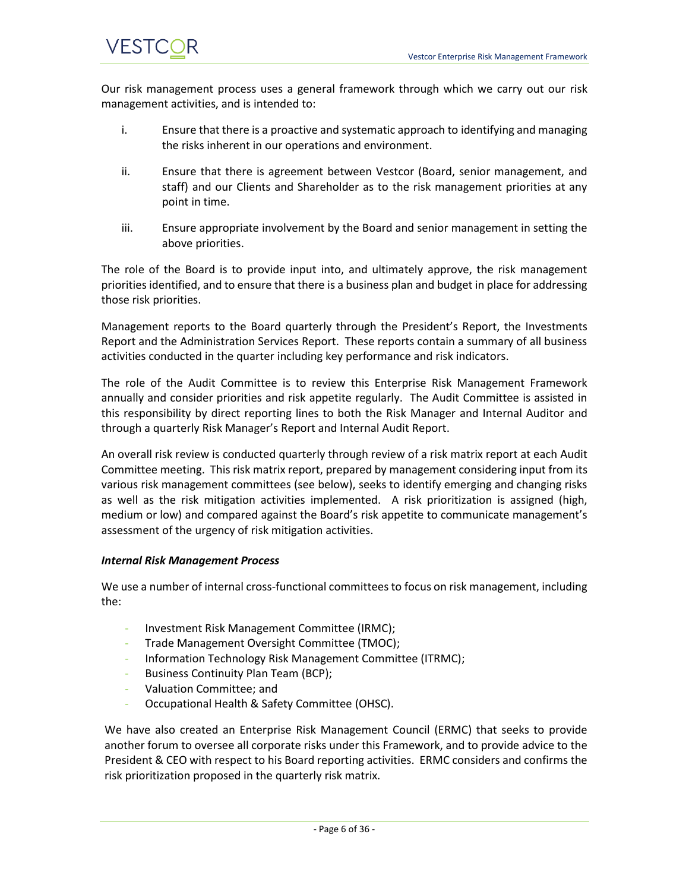Our risk management process uses a general framework through which we carry out our risk management activities, and is intended to:

i. Ensure that there is a proactive and systematic approach to identifying and managing the risks inherent in our operations and environment.

ii. Ensure that there is agreement between Vestcor (Board, senior management, and staff) and our Clients and Shareholder as to the risk management priorities at any point in time.

iii. Ensure appropriate involvement by the Board and senior management in setting the above priorities.

The role of the Board is to provide input into, and ultimately approve, the risk management priorities identified, and to ensure that there is a business plan and budget in place for addressing those risk priorities.

Management reports to the Board quarterly through the President's Report, the Investments Report and the Administration Services Report. These reports contain a summary of all business activities conducted in the quarter including key performance and risk indicators.

The role of the Audit Committee is to review this Enterprise Risk Management Framework annually and consider priorities and risk appetite regularly. The Audit Committee is assisted in this responsibility by direct reporting lines to both the Risk Manager and Internal Auditor and through a quarterly Risk Manager's Report and Internal Audit Report.

An overall risk review is conducted quarterly through review of a risk matrix report at each Audit Committee meeting. This risk matrix report, prepared by management considering input from its various risk management committees (see below), seeks to identify emerging and changing risks as well as the risk mitigation activities implemented. A risk prioritization is assigned (high, medium or low) and compared against the Board's risk appetite to communicate management's assessment of the urgency of risk mitigation activities.

***Internal Risk Management Process***

We use a number of internal cross-functional committees to focus on risk management, including the:

- Investment Risk Management Committee (IRMC);
- Trade Management Oversight Committee (TMOC);
- Information Technology Risk Management Committee (ITRMC);
- Business Continuity Plan Team (BCP);
- Valuation Committee; and
- Occupational Health & Safety Committee (OHSC).

We have also created an Enterprise Risk Management Council (ERMC) that seeks to provide another forum to oversee all corporate risks under this Framework, and to provide advice to the President & CEO with respect to his Board reporting activities. ERMC considers and confirms the risk prioritization proposed in the quarterly risk matrix.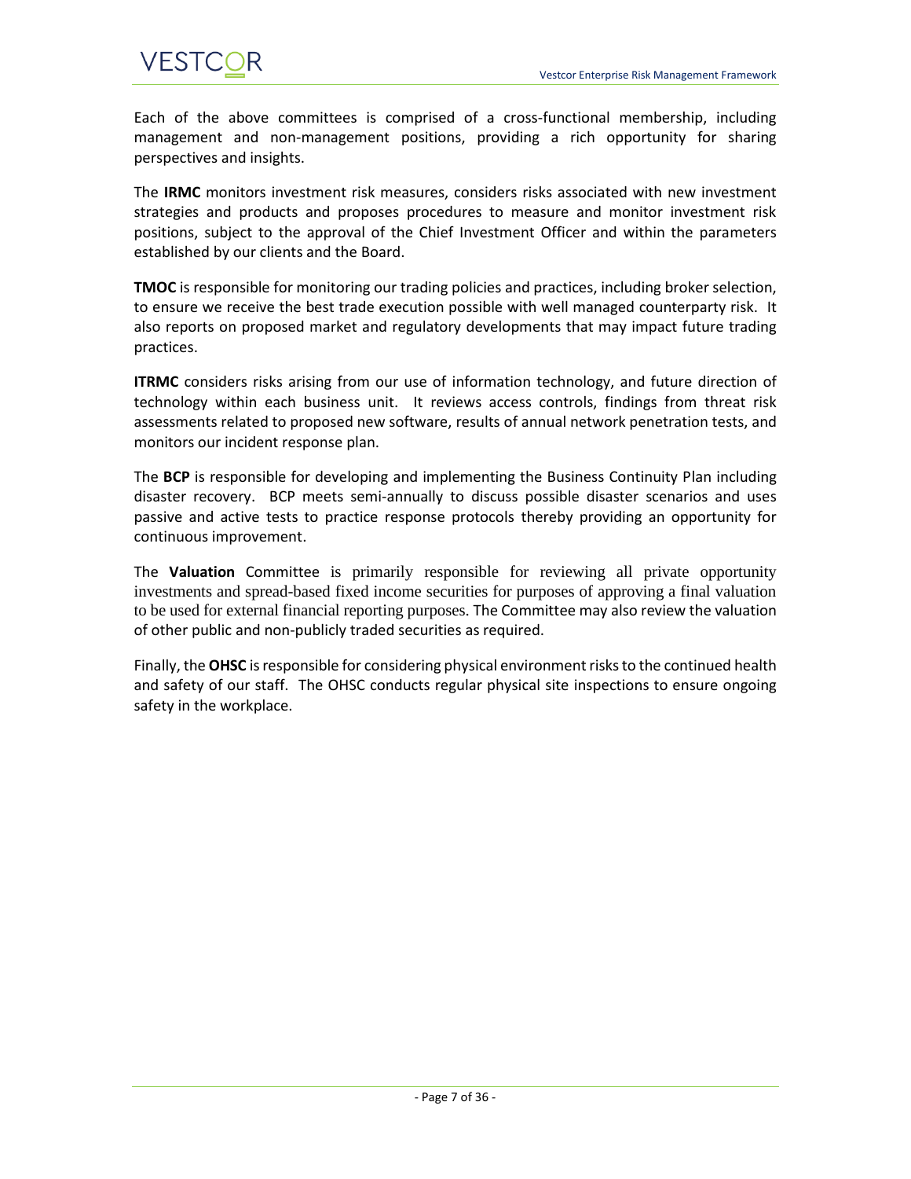Each of the above committees is comprised of a cross-functional membership, including management and non-management positions, providing a rich opportunity for sharing perspectives and insights.

The **IRMC** monitors investment risk measures, considers risks associated with new investment strategies and products and proposes procedures to measure and monitor investment risk positions, subject to the approval of the Chief Investment Officer and within the parameters established by our clients and the Board.

**TMOC** is responsible for monitoring our trading policies and practices, including broker selection, to ensure we receive the best trade execution possible with well managed counterparty risk. It also reports on proposed market and regulatory developments that may impact future trading practices.

**ITRMC** considers risks arising from our use of information technology, and future direction of technology within each business unit. It reviews access controls, findings from threat risk assessments related to proposed new software, results of annual network penetration tests, and monitors our incident response plan.

The **BCP** is responsible for developing and implementing the Business Continuity Plan including disaster recovery. BCP meets semi-annually to discuss possible disaster scenarios and uses passive and active tests to practice response protocols thereby providing an opportunity for continuous improvement.

The **Valuation** Committee is primarily responsible for reviewing all private opportunity investments and spread-based fixed income securities for purposes of approving a final valuation to be used for external financial reporting purposes. The Committee may also review the valuation of other public and non-publicly traded securities as required.

Finally, the **OHSC** is responsible for considering physical environment risks to the continued health and safety of our staff. The OHSC conducts regular physical site inspections to ensure ongoing safety in the workplace.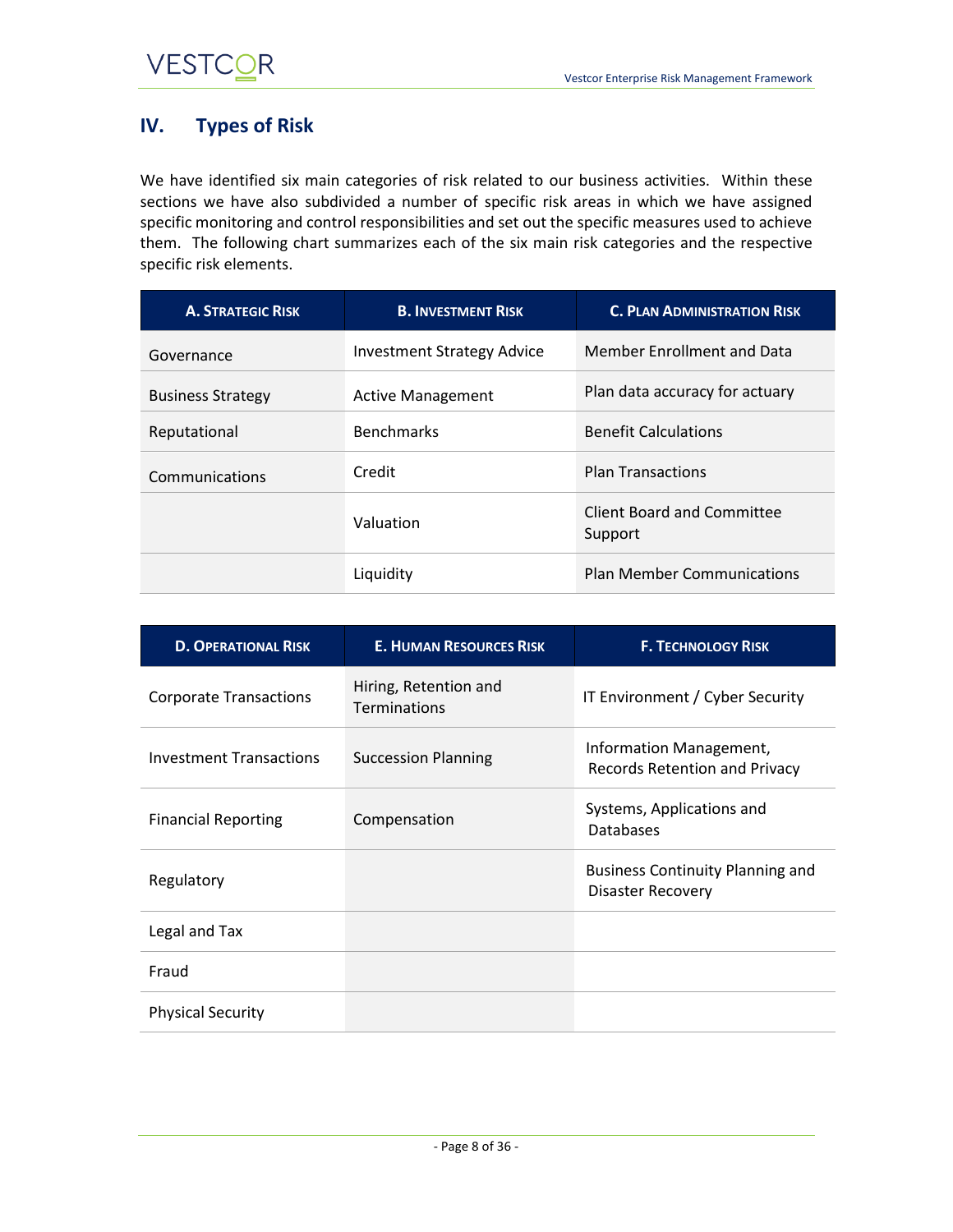## IV. Types of Risk

We have identified six main categories of risk related to our business activities. Within these sections we have also subdivided a number of specific risk areas in which we have assigned specific monitoring and control responsibilities and set out the specific measures used to achieve them. The following chart summarizes each of the six main risk categories and the respective specific risk elements.

| A. Strategic Risk | B. Investment Risk | C. Plan Administration Risk |
|---|---|---|
| Governance | Investment Strategy Advice | Member Enrollment and Data |
| Business Strategy | Active Management | Plan data accuracy for actuary |
| Reputational | Benchmarks | Benefit Calculations |
| Communications | Credit | Plan Transactions |
| | Valuation | Client Board and Committee Support |
| | Liquidity | Plan Member Communications |

| D. Operational Risk | E. Human Resources Risk | F. Technology Risk |
|---|---|---|
| Corporate Transactions | Hiring, Retention and Terminations | IT Environment / Cyber Security |
| Investment Transactions | Succession Planning | Information Management, Records Retention and Privacy |
| Financial Reporting | Compensation | Systems, Applications and Databases |
| Regulatory | | Business Continuity Planning and Disaster Recovery |
| Legal and Tax | | |
| Fraud | | |
| Physical Security | | |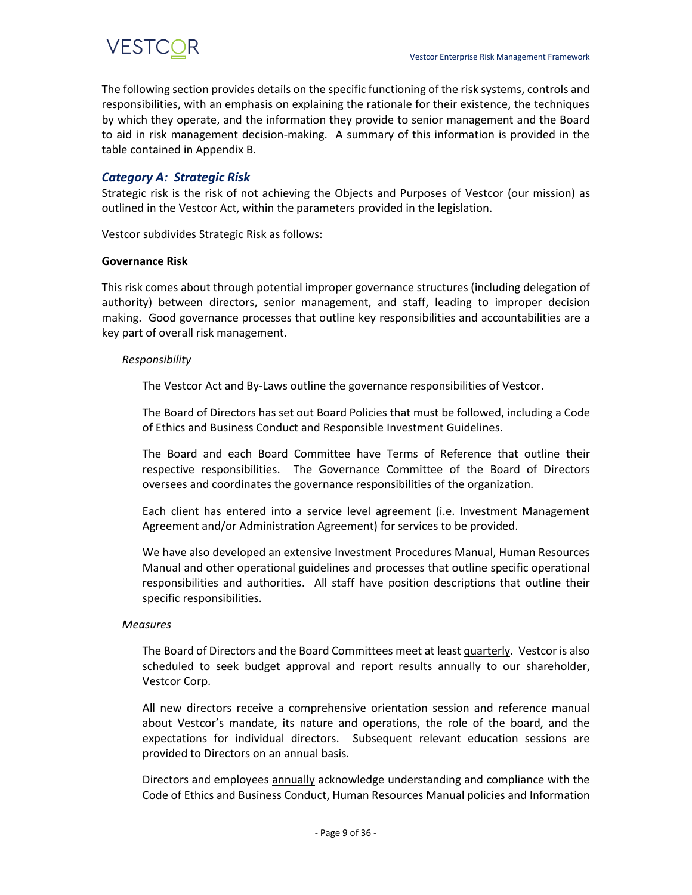The following section provides details on the specific functioning of the risk systems, controls and responsibilities, with an emphasis on explaining the rationale for their existence, the techniques by which they operate, and the information they provide to senior management and the Board to aid in risk management decision-making. A summary of this information is provided in the table contained in Appendix B.

### *Category A: Strategic Risk*

Strategic risk is the risk of not achieving the Objects and Purposes of Vestcor (our mission) as outlined in the Vestcor Act, within the parameters provided in the legislation.

Vestcor subdivides Strategic Risk as follows:

**Governance Risk**

This risk comes about through potential improper governance structures (including delegation of authority) between directors, senior management, and staff, leading to improper decision making. Good governance processes that outline key responsibilities and accountabilities are a key part of overall risk management.

*Responsibility*

The Vestcor Act and By-Laws outline the governance responsibilities of Vestcor.

The Board of Directors has set out Board Policies that must be followed, including a Code of Ethics and Business Conduct and Responsible Investment Guidelines.

The Board and each Board Committee have Terms of Reference that outline their respective responsibilities. The Governance Committee of the Board of Directors oversees and coordinates the governance responsibilities of the organization.

Each client has entered into a service level agreement (i.e. Investment Management Agreement and/or Administration Agreement) for services to be provided.

We have also developed an extensive Investment Procedures Manual, Human Resources Manual and other operational guidelines and processes that outline specific operational responsibilities and authorities. All staff have position descriptions that outline their specific responsibilities.

*Measures*

The Board of Directors and the Board Committees meet at least quarterly. Vestcor is also scheduled to seek budget approval and report results annually to our shareholder, Vestcor Corp.

All new directors receive a comprehensive orientation session and reference manual about Vestcor's mandate, its nature and operations, the role of the board, and the expectations for individual directors. Subsequent relevant education sessions are provided to Directors on an annual basis.

Directors and employees annually acknowledge understanding and compliance with the Code of Ethics and Business Conduct, Human Resources Manual policies and Information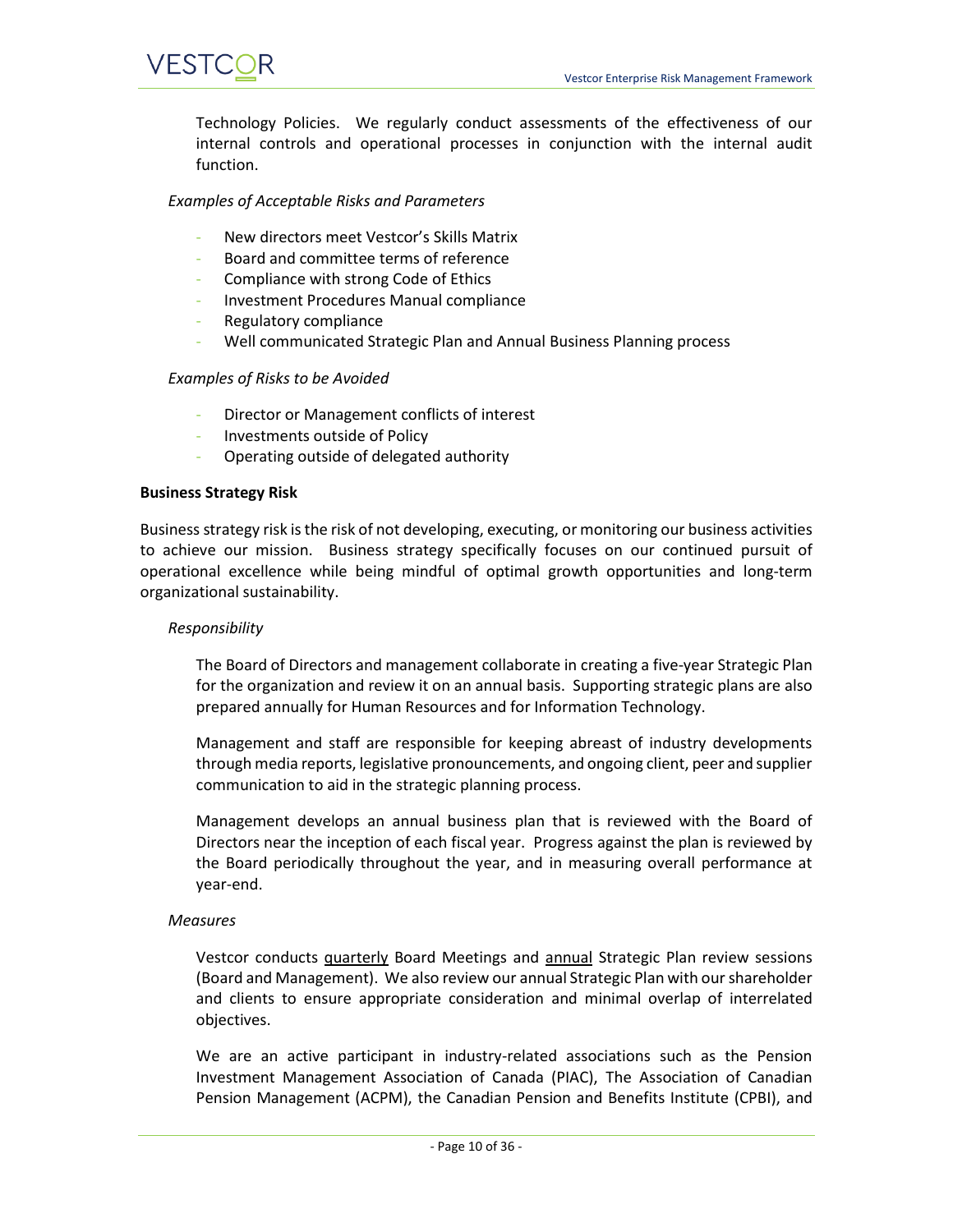Technology Policies. We regularly conduct assessments of the effectiveness of our internal controls and operational processes in conjunction with the internal audit function.

*Examples of Acceptable Risks and Parameters*

- New directors meet Vestcor's Skills Matrix
- Board and committee terms of reference
- Compliance with strong Code of Ethics
- Investment Procedures Manual compliance
- Regulatory compliance
- Well communicated Strategic Plan and Annual Business Planning process

*Examples of Risks to be Avoided*

- Director or Management conflicts of interest
- Investments outside of Policy
- Operating outside of delegated authority

**Business Strategy Risk**

Business strategy risk is the risk of not developing, executing, or monitoring our business activities to achieve our mission. Business strategy specifically focuses on our continued pursuit of operational excellence while being mindful of optimal growth opportunities and long-term organizational sustainability.

*Responsibility*

The Board of Directors and management collaborate in creating a five-year Strategic Plan for the organization and review it on an annual basis. Supporting strategic plans are also prepared annually for Human Resources and for Information Technology.

Management and staff are responsible for keeping abreast of industry developments through media reports, legislative pronouncements, and ongoing client, peer and supplier communication to aid in the strategic planning process.

Management develops an annual business plan that is reviewed with the Board of Directors near the inception of each fiscal year. Progress against the plan is reviewed by the Board periodically throughout the year, and in measuring overall performance at year-end.

*Measures*

Vestcor conducts quarterly Board Meetings and annual Strategic Plan review sessions (Board and Management). We also review our annual Strategic Plan with our shareholder and clients to ensure appropriate consideration and minimal overlap of interrelated objectives.

We are an active participant in industry-related associations such as the Pension Investment Management Association of Canada (PIAC), The Association of Canadian Pension Management (ACPM), the Canadian Pension and Benefits Institute (CPBI), and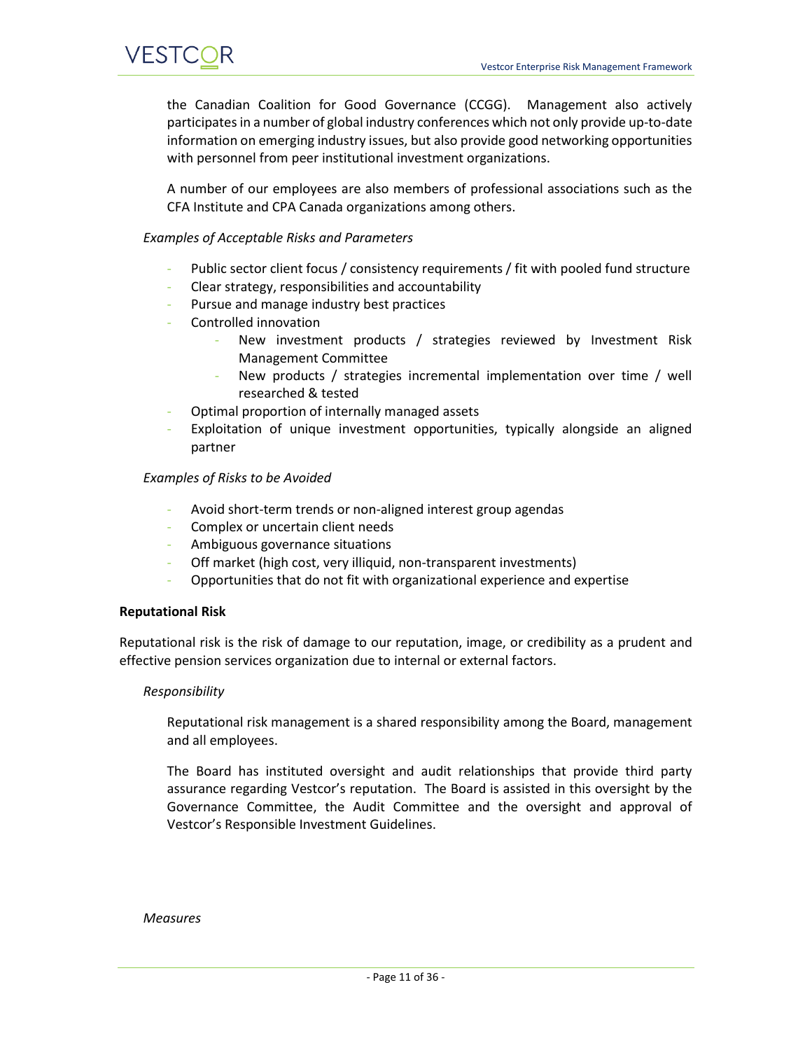the Canadian Coalition for Good Governance (CCGG). Management also actively participates in a number of global industry conferences which not only provide up-to-date information on emerging industry issues, but also provide good networking opportunities with personnel from peer institutional investment organizations.

A number of our employees are also members of professional associations such as the CFA Institute and CPA Canada organizations among others.

*Examples of Acceptable Risks and Parameters*

- Public sector client focus / consistency requirements / fit with pooled fund structure
- Clear strategy, responsibilities and accountability
- Pursue and manage industry best practices
- Controlled innovation
  - New investment products / strategies reviewed by Investment Risk Management Committee
  - New products / strategies incremental implementation over time / well researched & tested
- Optimal proportion of internally managed assets
- Exploitation of unique investment opportunities, typically alongside an aligned partner

*Examples of Risks to be Avoided*

- Avoid short-term trends or non-aligned interest group agendas
- Complex or uncertain client needs
- Ambiguous governance situations
- Off market (high cost, very illiquid, non-transparent investments)
- Opportunities that do not fit with organizational experience and expertise

**Reputational Risk**

Reputational risk is the risk of damage to our reputation, image, or credibility as a prudent and effective pension services organization due to internal or external factors.

*Responsibility*

Reputational risk management is a shared responsibility among the Board, management and all employees.

The Board has instituted oversight and audit relationships that provide third party assurance regarding Vestcor's reputation. The Board is assisted in this oversight by the Governance Committee, the Audit Committee and the oversight and approval of Vestcor's Responsible Investment Guidelines.

*Measures*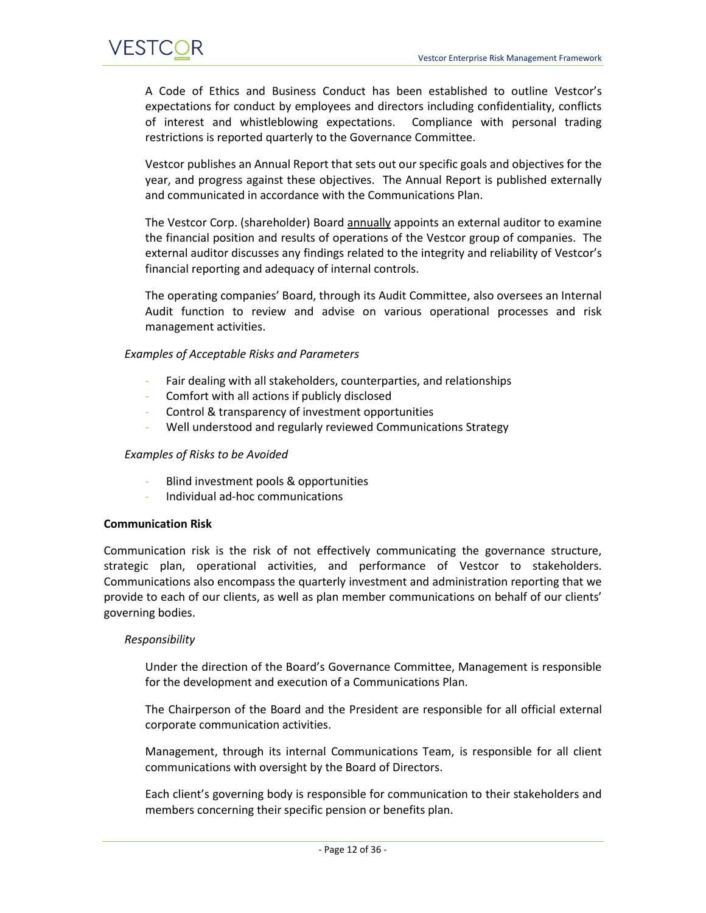A Code of Ethics and Business Conduct has been established to outline Vestcor's expectations for conduct by employees and directors including confidentiality, conflicts of interest and whistleblowing expectations. Compliance with personal trading restrictions is reported quarterly to the Governance Committee.

Vestcor publishes an Annual Report that sets out our specific goals and objectives for the year, and progress against these objectives. The Annual Report is published externally and communicated in accordance with the Communications Plan.

The Vestcor Corp. (shareholder) Board <u>annually</u> appoints an external auditor to examine the financial position and results of operations of the Vestcor group of companies. The external auditor discusses any findings related to the integrity and reliability of Vestcor's financial reporting and adequacy of internal controls.

The operating companies' Board, through its Audit Committee, also oversees an Internal Audit function to review and advise on various operational processes and risk management activities.

*Examples of Acceptable Risks and Parameters*

- Fair dealing with all stakeholders, counterparties, and relationships
- Comfort with all actions if publicly disclosed
- Control & transparency of investment opportunities
- Well understood and regularly reviewed Communications Strategy

*Examples of Risks to be Avoided*

- Blind investment pools & opportunities
- Individual ad-hoc communications

**Communication Risk**

Communication risk is the risk of not effectively communicating the governance structure, strategic plan, operational activities, and performance of Vestcor to stakeholders. Communications also encompass the quarterly investment and administration reporting that we provide to each of our clients, as well as plan member communications on behalf of our clients' governing bodies.

*Responsibility*

Under the direction of the Board's Governance Committee, Management is responsible for the development and execution of a Communications Plan.

The Chairperson of the Board and the President are responsible for all official external corporate communication activities.

Management, through its internal Communications Team, is responsible for all client communications with oversight by the Board of Directors.

Each client's governing body is responsible for communication to their stakeholders and members concerning their specific pension or benefits plan.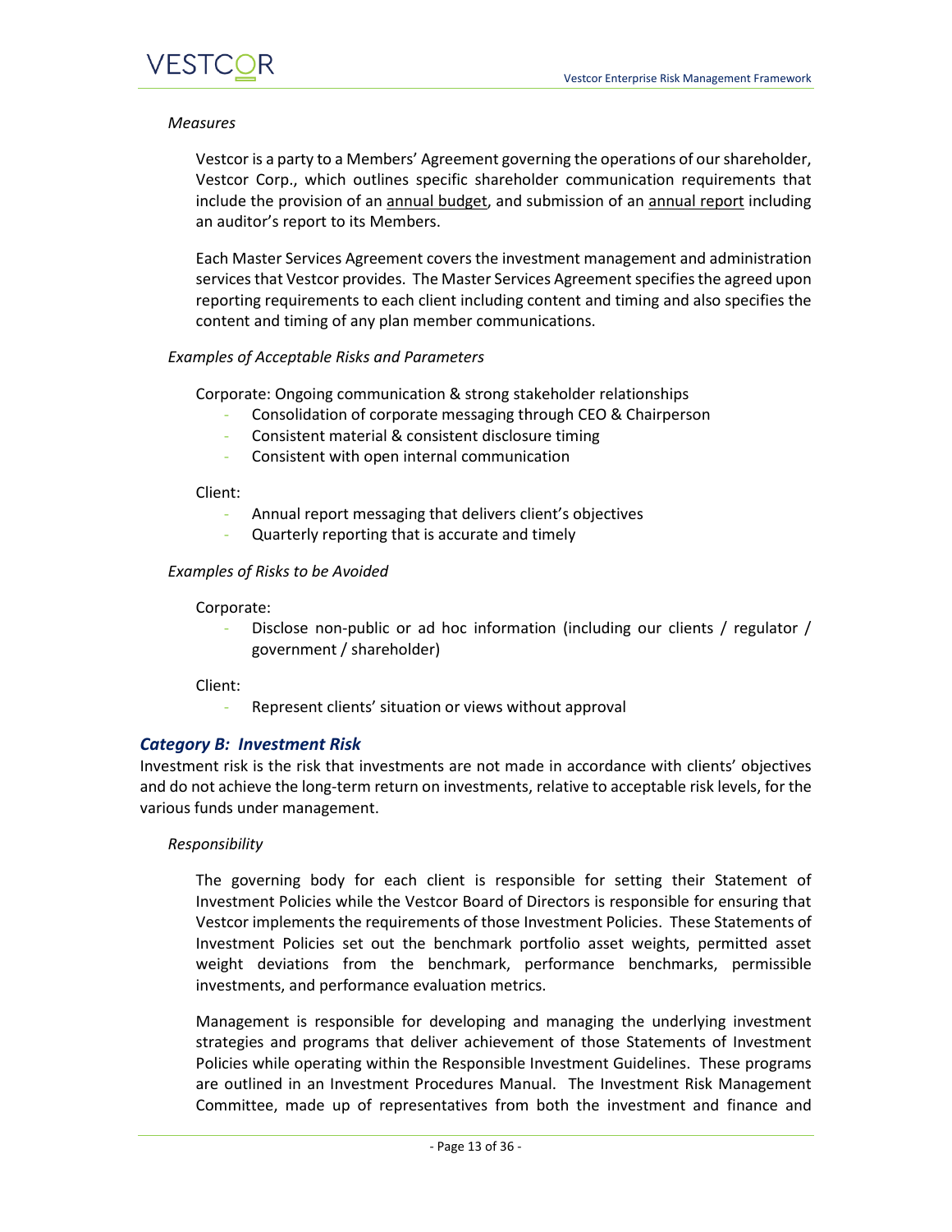*Measures*

Vestcor is a party to a Members' Agreement governing the operations of our shareholder, Vestcor Corp., which outlines specific shareholder communication requirements that include the provision of an annual budget, and submission of an annual report including an auditor's report to its Members.

Each Master Services Agreement covers the investment management and administration services that Vestcor provides. The Master Services Agreement specifies the agreed upon reporting requirements to each client including content and timing and also specifies the content and timing of any plan member communications.

*Examples of Acceptable Risks and Parameters*

Corporate: Ongoing communication & strong stakeholder relationships

- Consolidation of corporate messaging through CEO & Chairperson
- Consistent material & consistent disclosure timing
- Consistent with open internal communication

Client:

- Annual report messaging that delivers client's objectives
- Quarterly reporting that is accurate and timely

*Examples of Risks to be Avoided*

Corporate:

- Disclose non-public or ad hoc information (including our clients / regulator / government / shareholder)

Client:

- Represent clients' situation or views without approval

### *Category B: Investment Risk*

Investment risk is the risk that investments are not made in accordance with clients' objectives and do not achieve the long-term return on investments, relative to acceptable risk levels, for the various funds under management.

*Responsibility*

The governing body for each client is responsible for setting their Statement of Investment Policies while the Vestcor Board of Directors is responsible for ensuring that Vestcor implements the requirements of those Investment Policies. These Statements of Investment Policies set out the benchmark portfolio asset weights, permitted asset weight deviations from the benchmark, performance benchmarks, permissible investments, and performance evaluation metrics.

Management is responsible for developing and managing the underlying investment strategies and programs that deliver achievement of those Statements of Investment Policies while operating within the Responsible Investment Guidelines. These programs are outlined in an Investment Procedures Manual. The Investment Risk Management Committee, made up of representatives from both the investment and finance and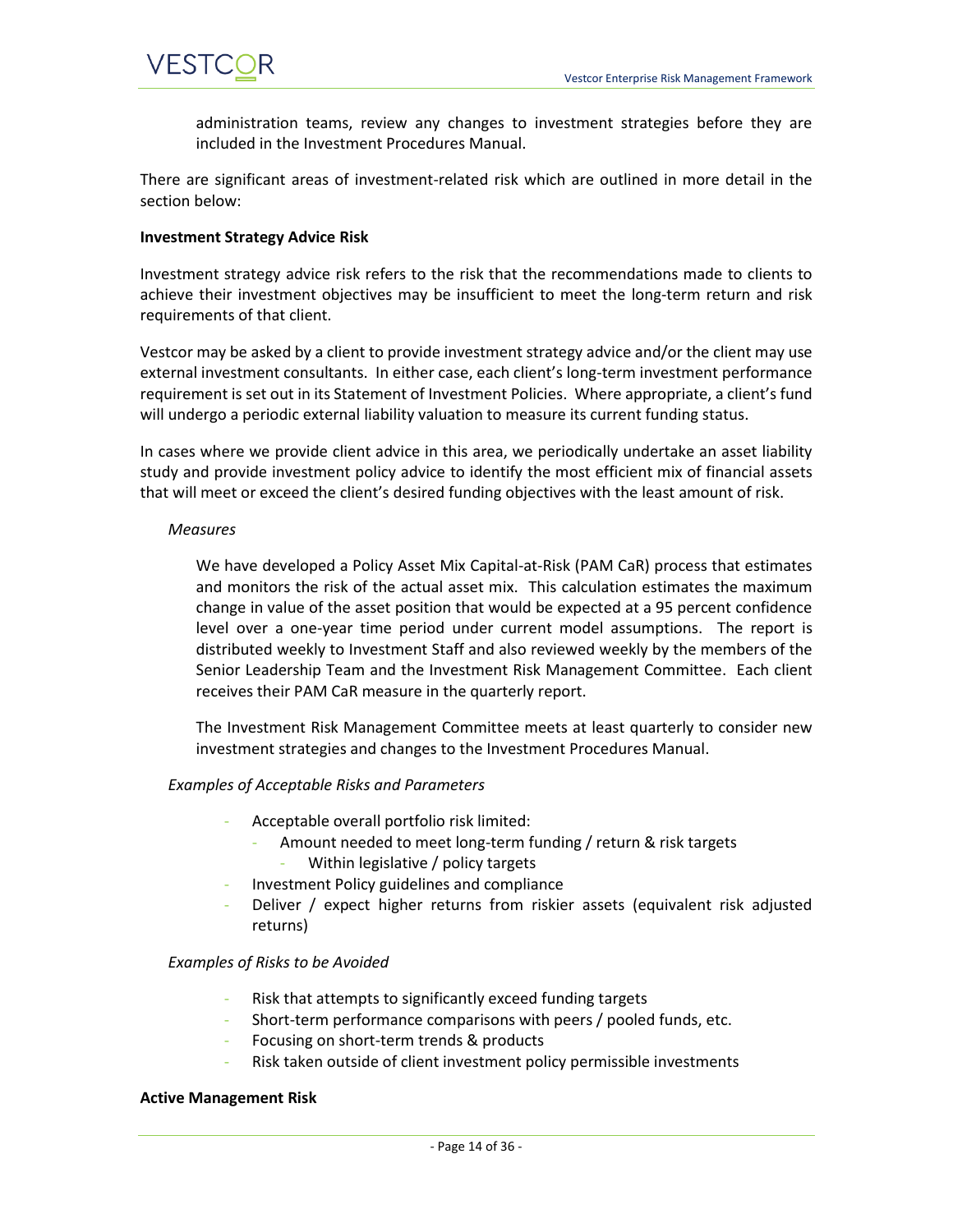administration teams, review any changes to investment strategies before they are included in the Investment Procedures Manual.

There are significant areas of investment-related risk which are outlined in more detail in the section below:

**Investment Strategy Advice Risk**

Investment strategy advice risk refers to the risk that the recommendations made to clients to achieve their investment objectives may be insufficient to meet the long-term return and risk requirements of that client.

Vestcor may be asked by a client to provide investment strategy advice and/or the client may use external investment consultants. In either case, each client's long-term investment performance requirement is set out in its Statement of Investment Policies. Where appropriate, a client's fund will undergo a periodic external liability valuation to measure its current funding status.

In cases where we provide client advice in this area, we periodically undertake an asset liability study and provide investment policy advice to identify the most efficient mix of financial assets that will meet or exceed the client's desired funding objectives with the least amount of risk.

*Measures*

We have developed a Policy Asset Mix Capital-at-Risk (PAM CaR) process that estimates and monitors the risk of the actual asset mix. This calculation estimates the maximum change in value of the asset position that would be expected at a 95 percent confidence level over a one-year time period under current model assumptions. The report is distributed weekly to Investment Staff and also reviewed weekly by the members of the Senior Leadership Team and the Investment Risk Management Committee. Each client receives their PAM CaR measure in the quarterly report.

The Investment Risk Management Committee meets at least quarterly to consider new investment strategies and changes to the Investment Procedures Manual.

*Examples of Acceptable Risks and Parameters*

- Acceptable overall portfolio risk limited:
  - Amount needed to meet long-term funding / return & risk targets
    - Within legislative / policy targets
- Investment Policy guidelines and compliance
- Deliver / expect higher returns from riskier assets (equivalent risk adjusted returns)

*Examples of Risks to be Avoided*

- Risk that attempts to significantly exceed funding targets
- Short-term performance comparisons with peers / pooled funds, etc.
- Focusing on short-term trends & products
- Risk taken outside of client investment policy permissible investments

**Active Management Risk**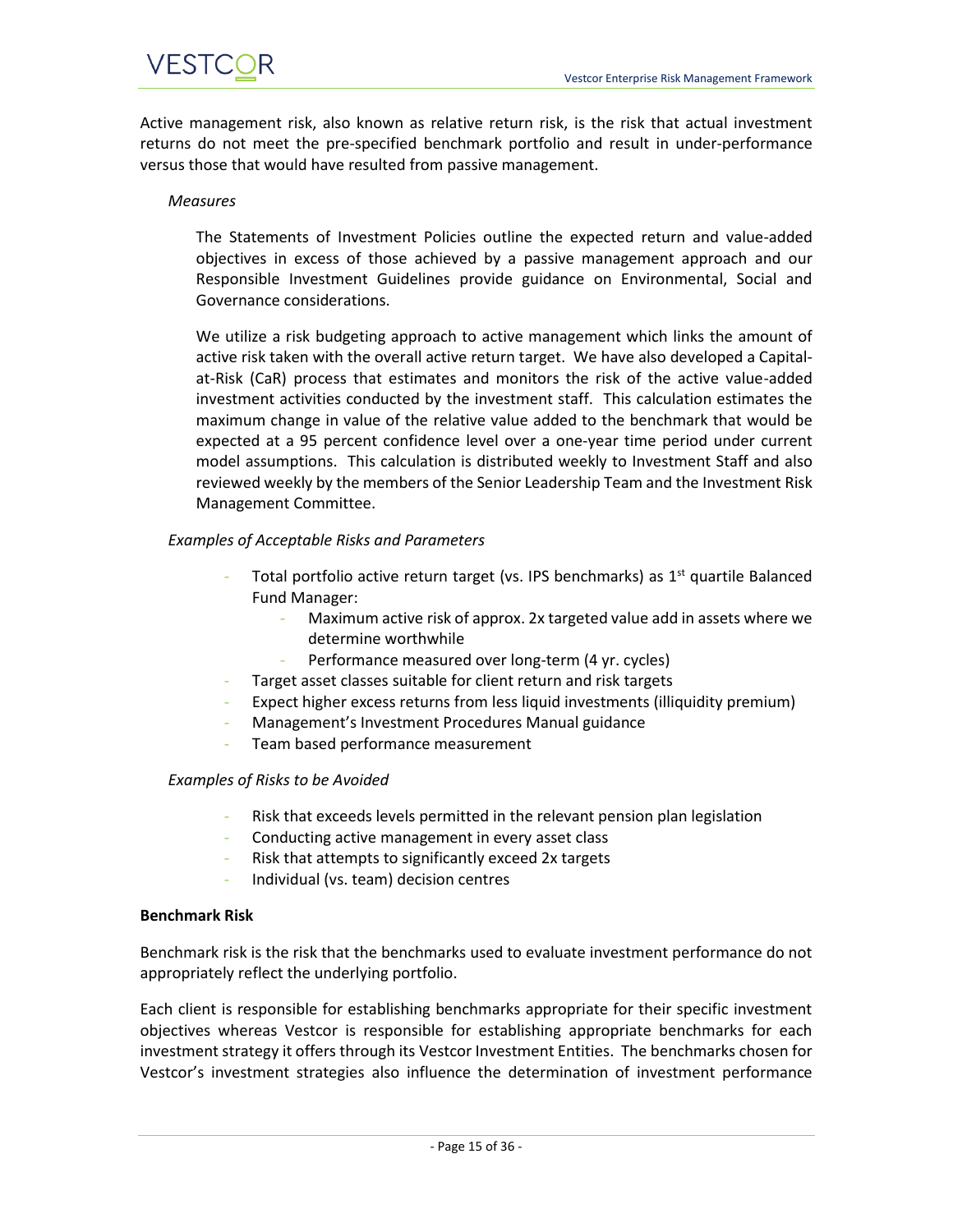Active management risk, also known as relative return risk, is the risk that actual investment returns do not meet the pre-specified benchmark portfolio and result in under-performance versus those that would have resulted from passive management.

*Measures*

The Statements of Investment Policies outline the expected return and value-added objectives in excess of those achieved by a passive management approach and our Responsible Investment Guidelines provide guidance on Environmental, Social and Governance considerations.

We utilize a risk budgeting approach to active management which links the amount of active risk taken with the overall active return target. We have also developed a Capital-at-Risk (CaR) process that estimates and monitors the risk of the active value-added investment activities conducted by the investment staff. This calculation estimates the maximum change in value of the relative value added to the benchmark that would be expected at a 95 percent confidence level over a one-year time period under current model assumptions. This calculation is distributed weekly to Investment Staff and also reviewed weekly by the members of the Senior Leadership Team and the Investment Risk Management Committee.

*Examples of Acceptable Risks and Parameters*

- Total portfolio active return target (vs. IPS benchmarks) as 1st quartile Balanced Fund Manager:
  - Maximum active risk of approx. 2x targeted value add in assets where we determine worthwhile
  - Performance measured over long-term (4 yr. cycles)
- Target asset classes suitable for client return and risk targets
- Expect higher excess returns from less liquid investments (illiquidity premium)
- Management's Investment Procedures Manual guidance
- Team based performance measurement

*Examples of Risks to be Avoided*

- Risk that exceeds levels permitted in the relevant pension plan legislation
- Conducting active management in every asset class
- Risk that attempts to significantly exceed 2x targets
- Individual (vs. team) decision centres

**Benchmark Risk**

Benchmark risk is the risk that the benchmarks used to evaluate investment performance do not appropriately reflect the underlying portfolio.

Each client is responsible for establishing benchmarks appropriate for their specific investment objectives whereas Vestcor is responsible for establishing appropriate benchmarks for each investment strategy it offers through its Vestcor Investment Entities. The benchmarks chosen for Vestcor's investment strategies also influence the determination of investment performance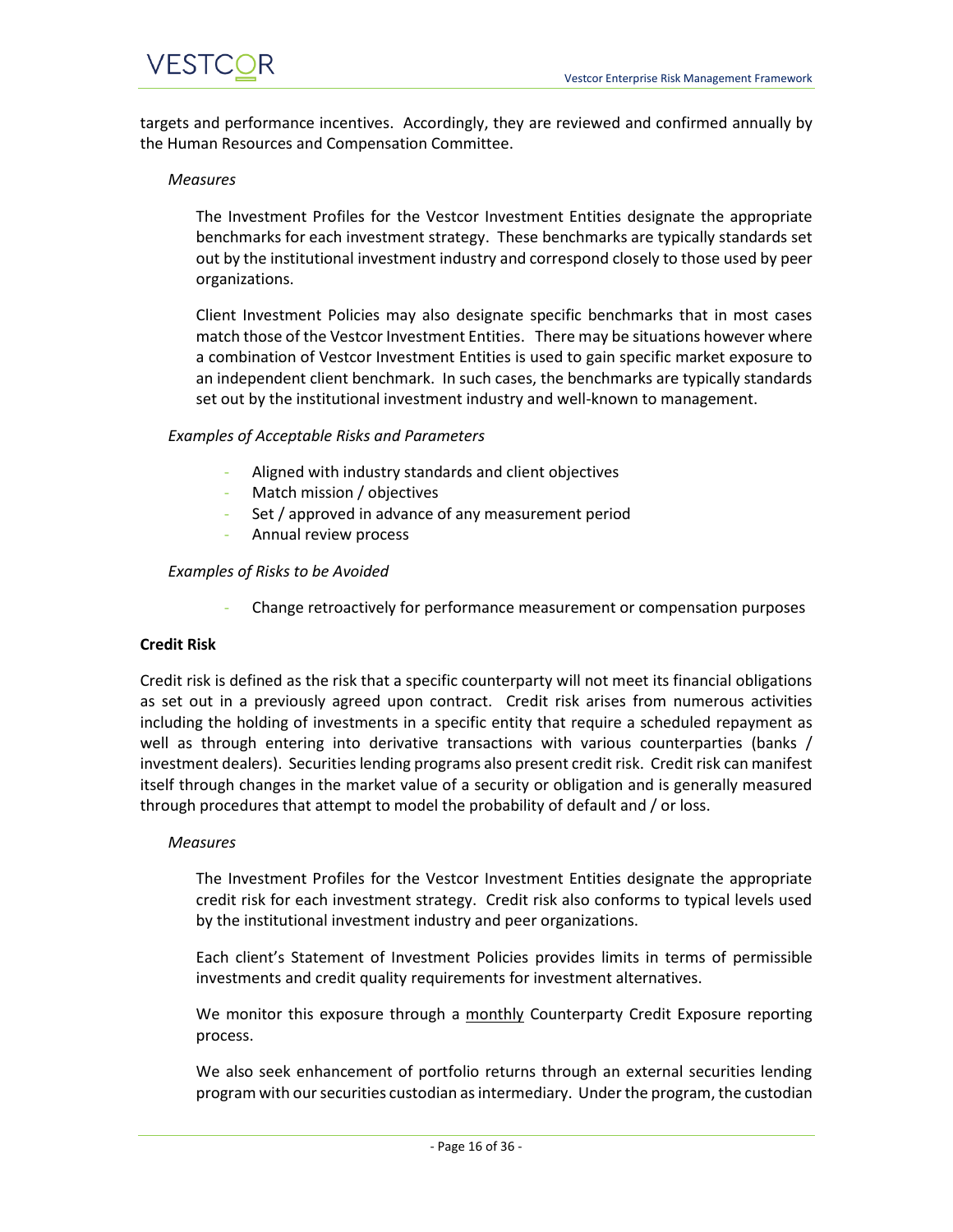targets and performance incentives. Accordingly, they are reviewed and confirmed annually by the Human Resources and Compensation Committee.

*Measures*

The Investment Profiles for the Vestcor Investment Entities designate the appropriate benchmarks for each investment strategy. These benchmarks are typically standards set out by the institutional investment industry and correspond closely to those used by peer organizations.

Client Investment Policies may also designate specific benchmarks that in most cases match those of the Vestcor Investment Entities. There may be situations however where a combination of Vestcor Investment Entities is used to gain specific market exposure to an independent client benchmark. In such cases, the benchmarks are typically standards set out by the institutional investment industry and well-known to management.

*Examples of Acceptable Risks and Parameters*

- Aligned with industry standards and client objectives
- Match mission / objectives
- Set / approved in advance of any measurement period
- Annual review process

*Examples of Risks to be Avoided*

- Change retroactively for performance measurement or compensation purposes

**Credit Risk**

Credit risk is defined as the risk that a specific counterparty will not meet its financial obligations as set out in a previously agreed upon contract. Credit risk arises from numerous activities including the holding of investments in a specific entity that require a scheduled repayment as well as through entering into derivative transactions with various counterparties (banks / investment dealers). Securities lending programs also present credit risk. Credit risk can manifest itself through changes in the market value of a security or obligation and is generally measured through procedures that attempt to model the probability of default and / or loss.

*Measures*

The Investment Profiles for the Vestcor Investment Entities designate the appropriate credit risk for each investment strategy. Credit risk also conforms to typical levels used by the institutional investment industry and peer organizations.

Each client's Statement of Investment Policies provides limits in terms of permissible investments and credit quality requirements for investment alternatives.

We monitor this exposure through a monthly Counterparty Credit Exposure reporting process.

We also seek enhancement of portfolio returns through an external securities lending program with our securities custodian as intermediary. Under the program, the custodian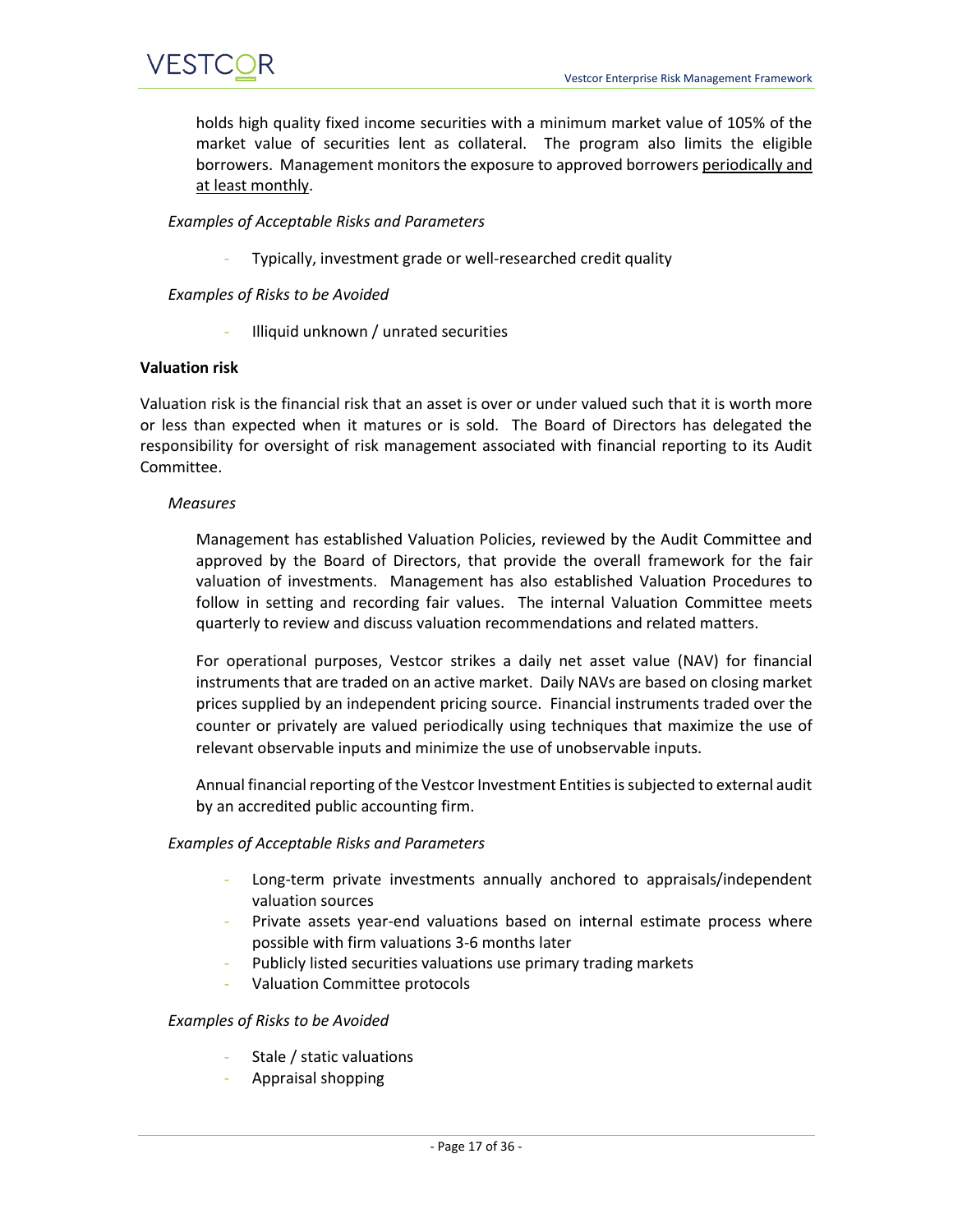holds high quality fixed income securities with a minimum market value of 105% of the market value of securities lent as collateral. The program also limits the eligible borrowers. Management monitors the exposure to approved borrowers <u>periodically and at least monthly</u>.

*Examples of Acceptable Risks and Parameters*

- Typically, investment grade or well-researched credit quality

*Examples of Risks to be Avoided*

- Illiquid unknown / unrated securities

**Valuation risk**

Valuation risk is the financial risk that an asset is over or under valued such that it is worth more or less than expected when it matures or is sold. The Board of Directors has delegated the responsibility for oversight of risk management associated with financial reporting to its Audit Committee.

*Measures*

Management has established Valuation Policies, reviewed by the Audit Committee and approved by the Board of Directors, that provide the overall framework for the fair valuation of investments. Management has also established Valuation Procedures to follow in setting and recording fair values. The internal Valuation Committee meets quarterly to review and discuss valuation recommendations and related matters.

For operational purposes, Vestcor strikes a daily net asset value (NAV) for financial instruments that are traded on an active market. Daily NAVs are based on closing market prices supplied by an independent pricing source. Financial instruments traded over the counter or privately are valued periodically using techniques that maximize the use of relevant observable inputs and minimize the use of unobservable inputs.

Annual financial reporting of the Vestcor Investment Entities is subjected to external audit by an accredited public accounting firm.

*Examples of Acceptable Risks and Parameters*

- Long-term private investments annually anchored to appraisals/independent valuation sources
- Private assets year-end valuations based on internal estimate process where possible with firm valuations 3-6 months later
- Publicly listed securities valuations use primary trading markets
- Valuation Committee protocols

*Examples of Risks to be Avoided*

- Stale / static valuations
- Appraisal shopping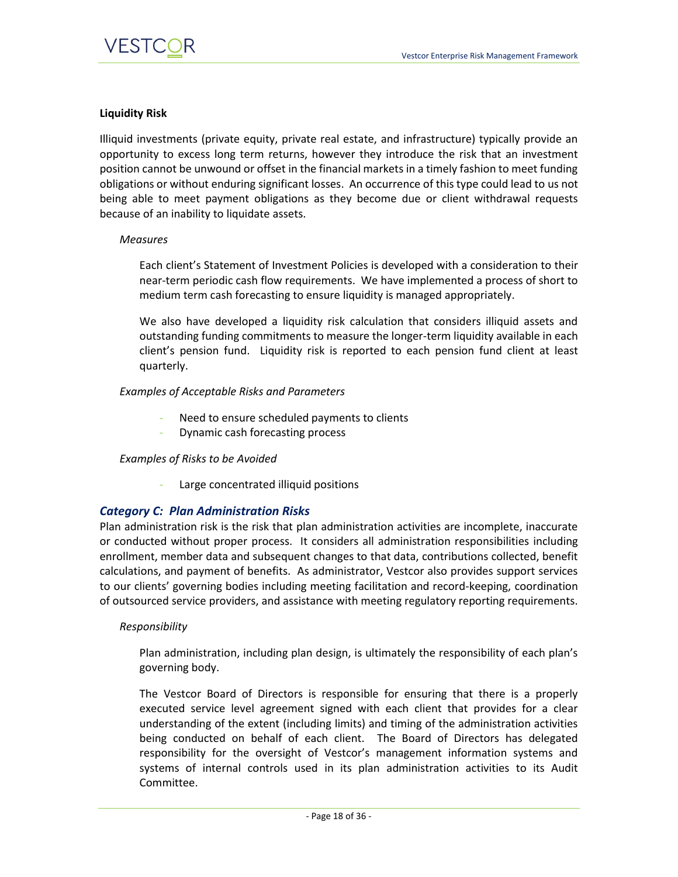**Liquidity Risk**

Illiquid investments (private equity, private real estate, and infrastructure) typically provide an opportunity to excess long term returns, however they introduce the risk that an investment position cannot be unwound or offset in the financial markets in a timely fashion to meet funding obligations or without enduring significant losses. An occurrence of this type could lead to us not being able to meet payment obligations as they become due or client withdrawal requests because of an inability to liquidate assets.

*Measures*

Each client's Statement of Investment Policies is developed with a consideration to their near-term periodic cash flow requirements. We have implemented a process of short to medium term cash forecasting to ensure liquidity is managed appropriately.

We also have developed a liquidity risk calculation that considers illiquid assets and outstanding funding commitments to measure the longer-term liquidity available in each client's pension fund. Liquidity risk is reported to each pension fund client at least quarterly.

*Examples of Acceptable Risks and Parameters*

- Need to ensure scheduled payments to clients
- Dynamic cash forecasting process

*Examples of Risks to be Avoided*

- Large concentrated illiquid positions

### *Category C: Plan Administration Risks*

Plan administration risk is the risk that plan administration activities are incomplete, inaccurate or conducted without proper process. It considers all administration responsibilities including enrollment, member data and subsequent changes to that data, contributions collected, benefit calculations, and payment of benefits. As administrator, Vestcor also provides support services to our clients' governing bodies including meeting facilitation and record-keeping, coordination of outsourced service providers, and assistance with meeting regulatory reporting requirements.

*Responsibility*

Plan administration, including plan design, is ultimately the responsibility of each plan's governing body.

The Vestcor Board of Directors is responsible for ensuring that there is a properly executed service level agreement signed with each client that provides for a clear understanding of the extent (including limits) and timing of the administration activities being conducted on behalf of each client. The Board of Directors has delegated responsibility for the oversight of Vestcor's management information systems and systems of internal controls used in its plan administration activities to its Audit Committee.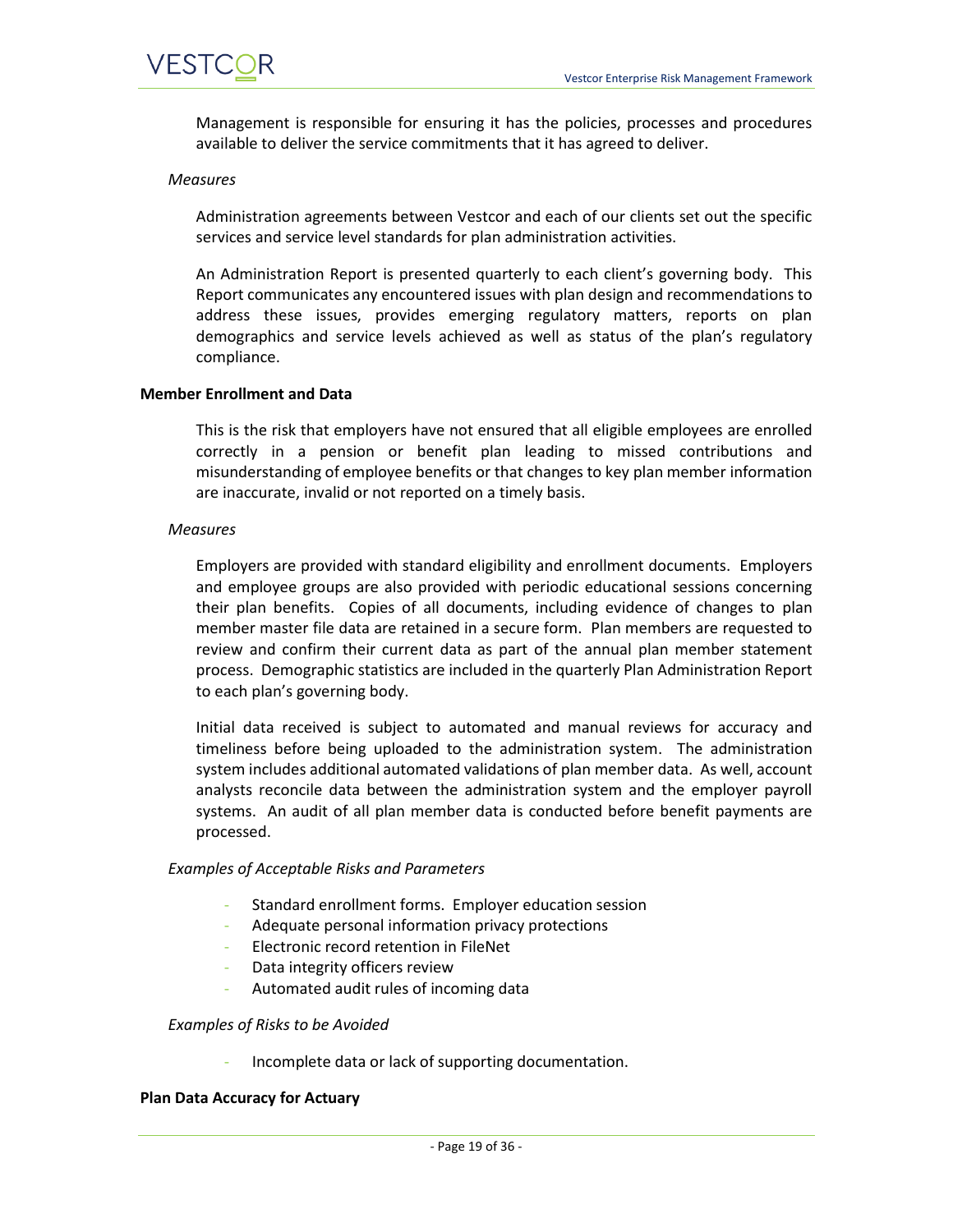Management is responsible for ensuring it has the policies, processes and procedures available to deliver the service commitments that it has agreed to deliver.

*Measures*

Administration agreements between Vestcor and each of our clients set out the specific services and service level standards for plan administration activities.

An Administration Report is presented quarterly to each client's governing body. This Report communicates any encountered issues with plan design and recommendations to address these issues, provides emerging regulatory matters, reports on plan demographics and service levels achieved as well as status of the plan's regulatory compliance.

**Member Enrollment and Data**

This is the risk that employers have not ensured that all eligible employees are enrolled correctly in a pension or benefit plan leading to missed contributions and misunderstanding of employee benefits or that changes to key plan member information are inaccurate, invalid or not reported on a timely basis.

*Measures*

Employers are provided with standard eligibility and enrollment documents. Employers and employee groups are also provided with periodic educational sessions concerning their plan benefits. Copies of all documents, including evidence of changes to plan member master file data are retained in a secure form. Plan members are requested to review and confirm their current data as part of the annual plan member statement process. Demographic statistics are included in the quarterly Plan Administration Report to each plan's governing body.

Initial data received is subject to automated and manual reviews for accuracy and timeliness before being uploaded to the administration system. The administration system includes additional automated validations of plan member data. As well, account analysts reconcile data between the administration system and the employer payroll systems. An audit of all plan member data is conducted before benefit payments are processed.

*Examples of Acceptable Risks and Parameters*

- Standard enrollment forms. Employer education session
- Adequate personal information privacy protections
- Electronic record retention in FileNet
- Data integrity officers review
- Automated audit rules of incoming data

*Examples of Risks to be Avoided*

- Incomplete data or lack of supporting documentation.

**Plan Data Accuracy for Actuary**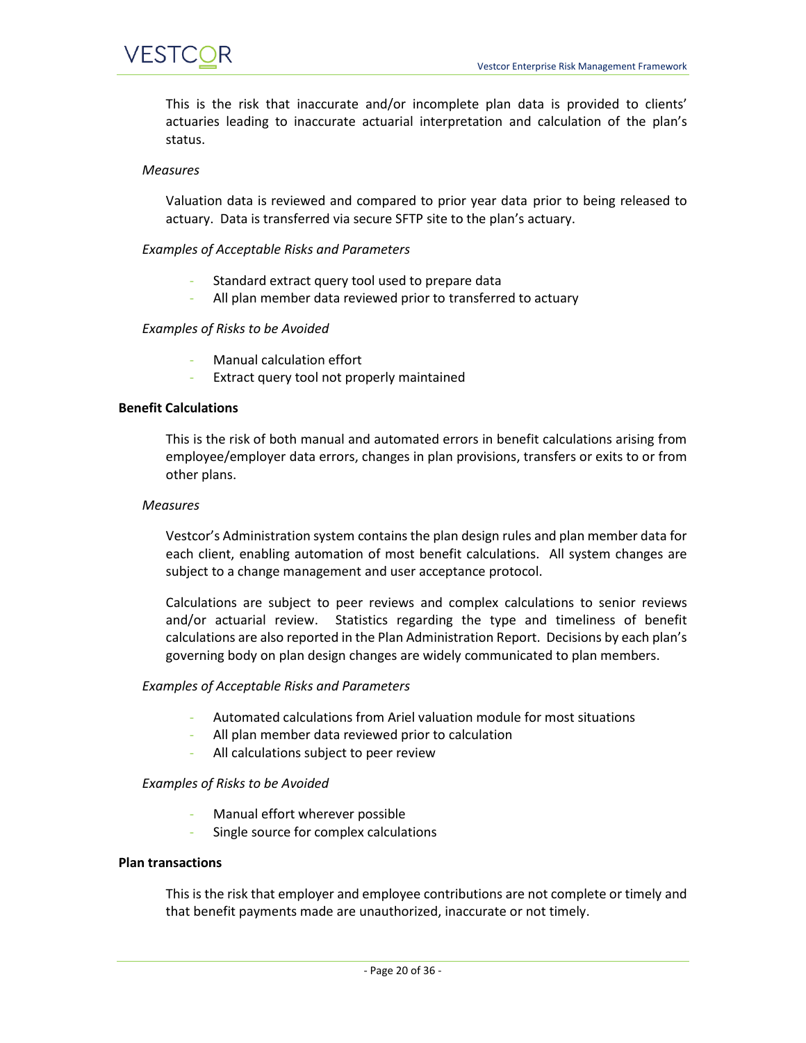This is the risk that inaccurate and/or incomplete plan data is provided to clients' actuaries leading to inaccurate actuarial interpretation and calculation of the plan's status.

*Measures*

Valuation data is reviewed and compared to prior year data prior to being released to actuary. Data is transferred via secure SFTP site to the plan's actuary.

*Examples of Acceptable Risks and Parameters*

- Standard extract query tool used to prepare data
- All plan member data reviewed prior to transferred to actuary

*Examples of Risks to be Avoided*

- Manual calculation effort
- Extract query tool not properly maintained

**Benefit Calculations**

This is the risk of both manual and automated errors in benefit calculations arising from employee/employer data errors, changes in plan provisions, transfers or exits to or from other plans.

*Measures*

Vestcor's Administration system contains the plan design rules and plan member data for each client, enabling automation of most benefit calculations. All system changes are subject to a change management and user acceptance protocol.

Calculations are subject to peer reviews and complex calculations to senior reviews and/or actuarial review. Statistics regarding the type and timeliness of benefit calculations are also reported in the Plan Administration Report. Decisions by each plan's governing body on plan design changes are widely communicated to plan members.

*Examples of Acceptable Risks and Parameters*

- Automated calculations from Ariel valuation module for most situations
- All plan member data reviewed prior to calculation
- All calculations subject to peer review

*Examples of Risks to be Avoided*

- Manual effort wherever possible
- Single source for complex calculations

**Plan transactions**

This is the risk that employer and employee contributions are not complete or timely and that benefit payments made are unauthorized, inaccurate or not timely.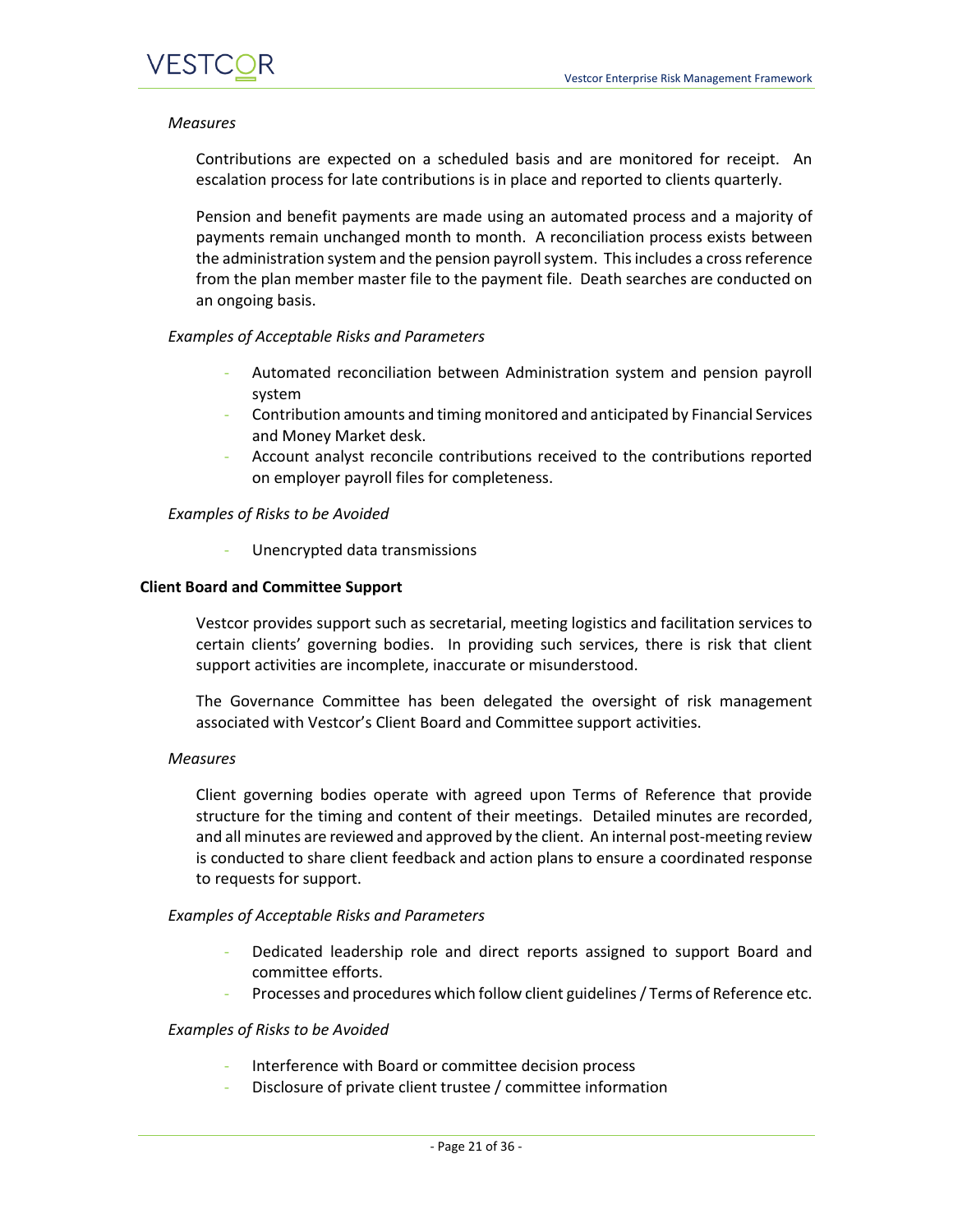*Measures*

Contributions are expected on a scheduled basis and are monitored for receipt. An escalation process for late contributions is in place and reported to clients quarterly.

Pension and benefit payments are made using an automated process and a majority of payments remain unchanged month to month. A reconciliation process exists between the administration system and the pension payroll system. This includes a cross reference from the plan member master file to the payment file. Death searches are conducted on an ongoing basis.

*Examples of Acceptable Risks and Parameters*

- Automated reconciliation between Administration system and pension payroll system
- Contribution amounts and timing monitored and anticipated by Financial Services and Money Market desk.
- Account analyst reconcile contributions received to the contributions reported on employer payroll files for completeness.

*Examples of Risks to be Avoided*

- Unencrypted data transmissions

**Client Board and Committee Support**

Vestcor provides support such as secretarial, meeting logistics and facilitation services to certain clients' governing bodies. In providing such services, there is risk that client support activities are incomplete, inaccurate or misunderstood.

The Governance Committee has been delegated the oversight of risk management associated with Vestcor's Client Board and Committee support activities.

*Measures*

Client governing bodies operate with agreed upon Terms of Reference that provide structure for the timing and content of their meetings. Detailed minutes are recorded, and all minutes are reviewed and approved by the client. An internal post-meeting review is conducted to share client feedback and action plans to ensure a coordinated response to requests for support.

*Examples of Acceptable Risks and Parameters*

- Dedicated leadership role and direct reports assigned to support Board and committee efforts.
- Processes and procedures which follow client guidelines / Terms of Reference etc.

*Examples of Risks to be Avoided*

- Interference with Board or committee decision process
- Disclosure of private client trustee / committee information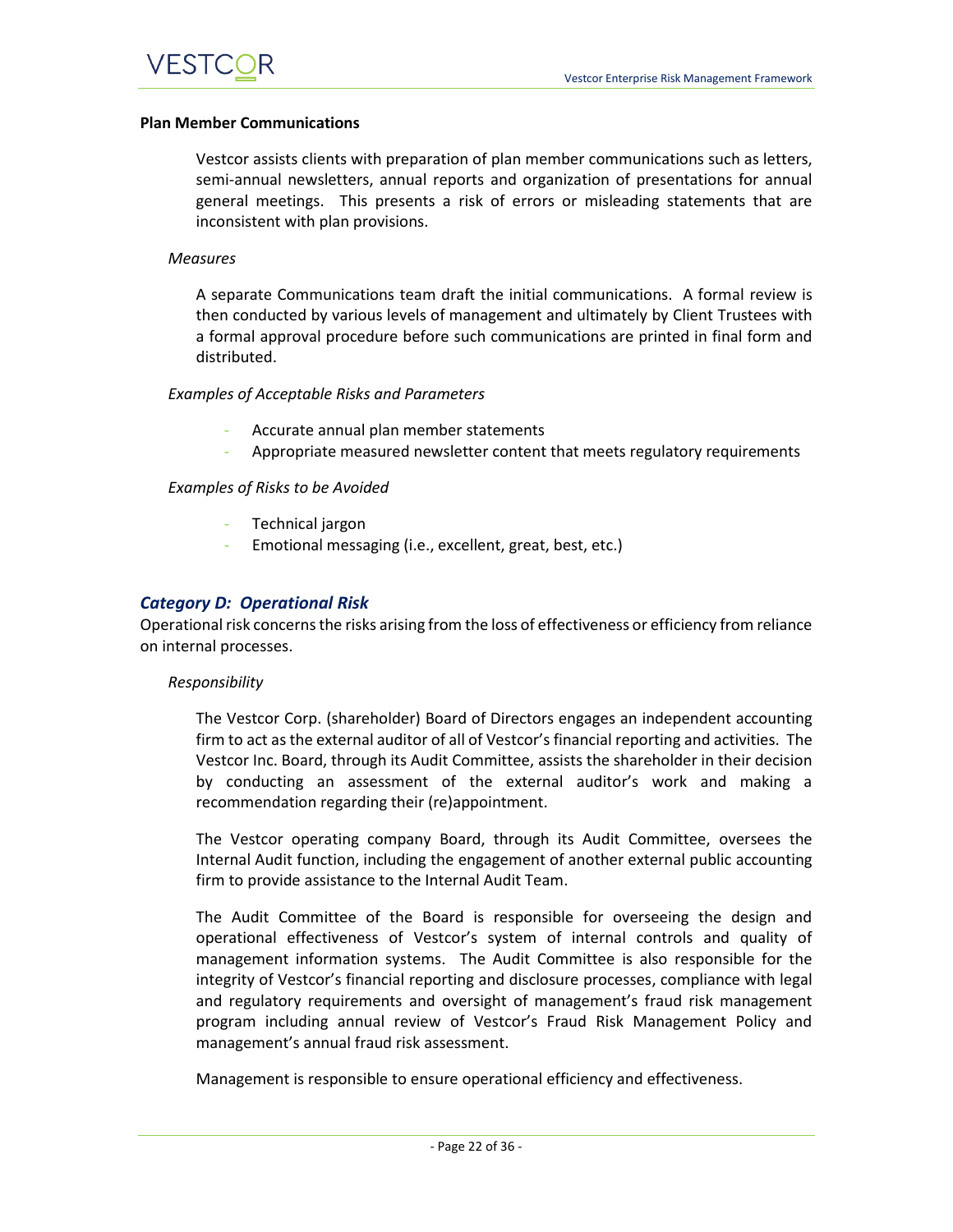**Plan Member Communications**

Vestcor assists clients with preparation of plan member communications such as letters, semi-annual newsletters, annual reports and organization of presentations for annual general meetings. This presents a risk of errors or misleading statements that are inconsistent with plan provisions.

*Measures*

A separate Communications team draft the initial communications. A formal review is then conducted by various levels of management and ultimately by Client Trustees with a formal approval procedure before such communications are printed in final form and distributed.

*Examples of Acceptable Risks and Parameters*

- Accurate annual plan member statements
- Appropriate measured newsletter content that meets regulatory requirements

*Examples of Risks to be Avoided*

- Technical jargon
- Emotional messaging (i.e., excellent, great, best, etc.)

### *Category D: Operational Risk*

Operational risk concerns the risks arising from the loss of effectiveness or efficiency from reliance on internal processes.

*Responsibility*

The Vestcor Corp. (shareholder) Board of Directors engages an independent accounting firm to act as the external auditor of all of Vestcor's financial reporting and activities. The Vestcor Inc. Board, through its Audit Committee, assists the shareholder in their decision by conducting an assessment of the external auditor's work and making a recommendation regarding their (re)appointment.

The Vestcor operating company Board, through its Audit Committee, oversees the Internal Audit function, including the engagement of another external public accounting firm to provide assistance to the Internal Audit Team.

The Audit Committee of the Board is responsible for overseeing the design and operational effectiveness of Vestcor's system of internal controls and quality of management information systems. The Audit Committee is also responsible for the integrity of Vestcor's financial reporting and disclosure processes, compliance with legal and regulatory requirements and oversight of management's fraud risk management program including annual review of Vestcor's Fraud Risk Management Policy and management's annual fraud risk assessment.

Management is responsible to ensure operational efficiency and effectiveness.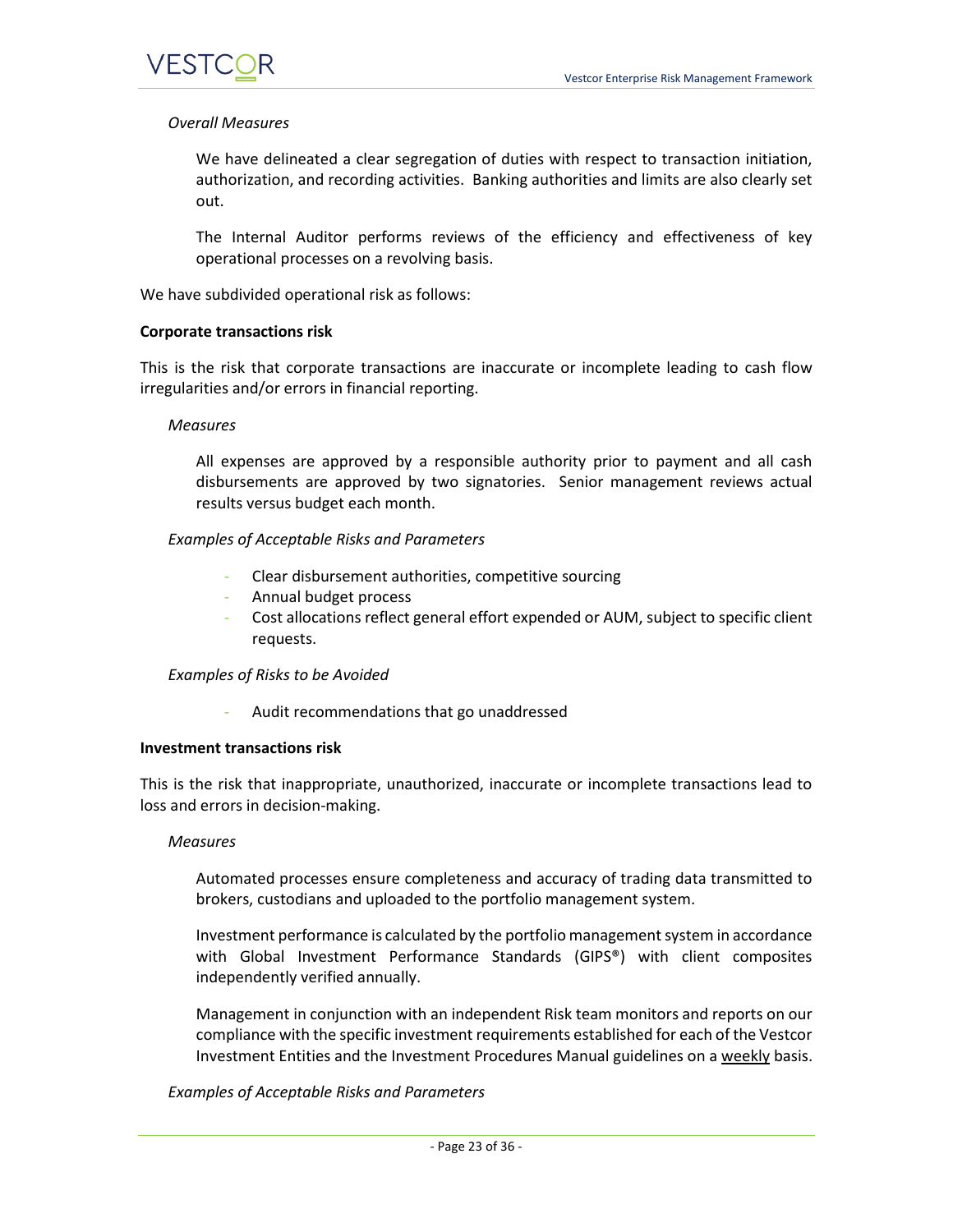*Overall Measures*

We have delineated a clear segregation of duties with respect to transaction initiation, authorization, and recording activities. Banking authorities and limits are also clearly set out.

The Internal Auditor performs reviews of the efficiency and effectiveness of key operational processes on a revolving basis.

We have subdivided operational risk as follows:

**Corporate transactions risk**

This is the risk that corporate transactions are inaccurate or incomplete leading to cash flow irregularities and/or errors in financial reporting.

*Measures*

All expenses are approved by a responsible authority prior to payment and all cash disbursements are approved by two signatories. Senior management reviews actual results versus budget each month.

*Examples of Acceptable Risks and Parameters*

- Clear disbursement authorities, competitive sourcing
- Annual budget process
- Cost allocations reflect general effort expended or AUM, subject to specific client requests.

*Examples of Risks to be Avoided*

- Audit recommendations that go unaddressed

**Investment transactions risk**

This is the risk that inappropriate, unauthorized, inaccurate or incomplete transactions lead to loss and errors in decision-making.

*Measures*

Automated processes ensure completeness and accuracy of trading data transmitted to brokers, custodians and uploaded to the portfolio management system.

Investment performance is calculated by the portfolio management system in accordance with Global Investment Performance Standards (GIPS®) with client composites independently verified annually.

Management in conjunction with an independent Risk team monitors and reports on our compliance with the specific investment requirements established for each of the Vestcor Investment Entities and the Investment Procedures Manual guidelines on a weekly basis.

*Examples of Acceptable Risks and Parameters*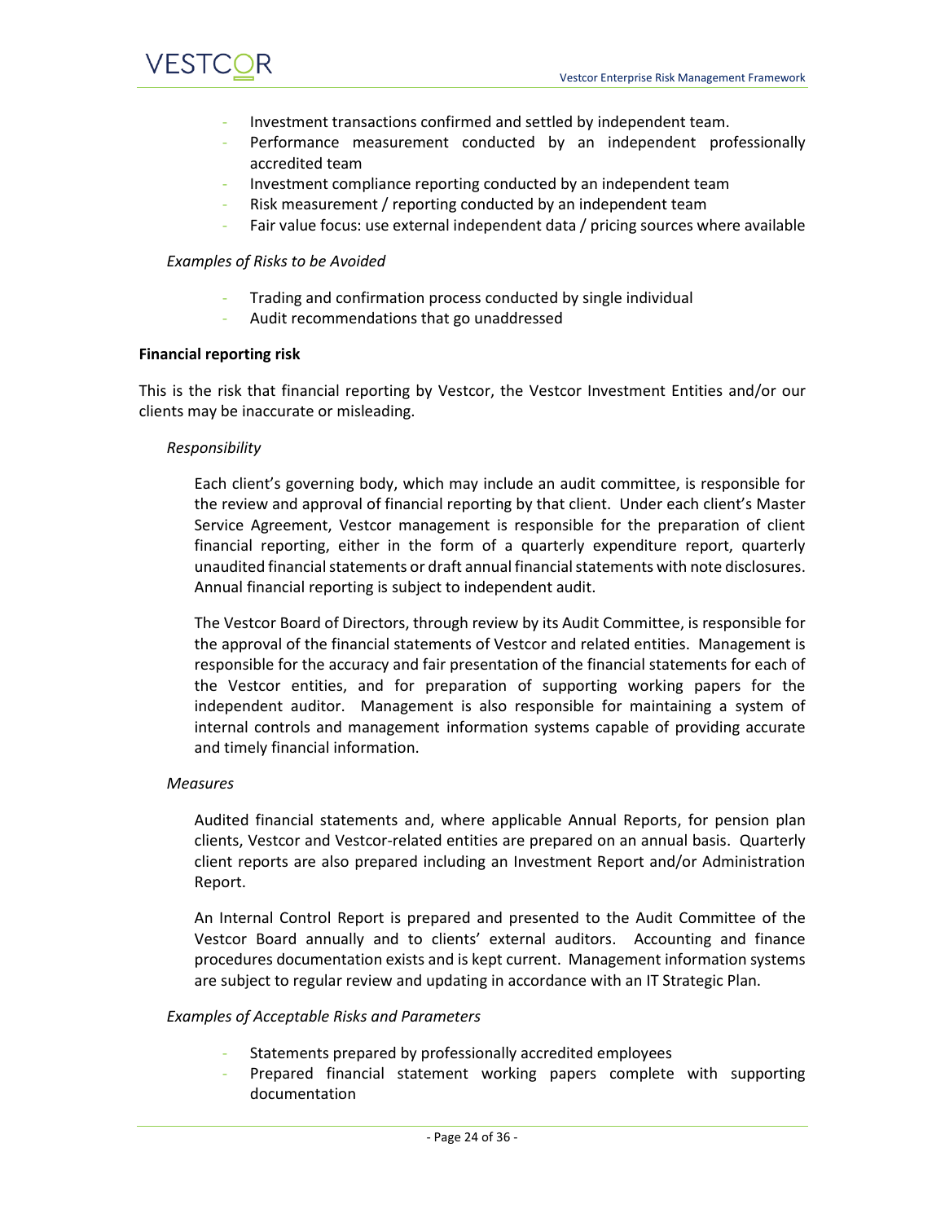- Investment transactions confirmed and settled by independent team.
- Performance measurement conducted by an independent professionally accredited team
- Investment compliance reporting conducted by an independent team
- Risk measurement / reporting conducted by an independent team
- Fair value focus: use external independent data / pricing sources where available

*Examples of Risks to be Avoided*

- Trading and confirmation process conducted by single individual
- Audit recommendations that go unaddressed

**Financial reporting risk**

This is the risk that financial reporting by Vestcor, the Vestcor Investment Entities and/or our clients may be inaccurate or misleading.

*Responsibility*

Each client's governing body, which may include an audit committee, is responsible for the review and approval of financial reporting by that client. Under each client's Master Service Agreement, Vestcor management is responsible for the preparation of client financial reporting, either in the form of a quarterly expenditure report, quarterly unaudited financial statements or draft annual financial statements with note disclosures. Annual financial reporting is subject to independent audit.

The Vestcor Board of Directors, through review by its Audit Committee, is responsible for the approval of the financial statements of Vestcor and related entities. Management is responsible for the accuracy and fair presentation of the financial statements for each of the Vestcor entities, and for preparation of supporting working papers for the independent auditor. Management is also responsible for maintaining a system of internal controls and management information systems capable of providing accurate and timely financial information.

*Measures*

Audited financial statements and, where applicable Annual Reports, for pension plan clients, Vestcor and Vestcor-related entities are prepared on an annual basis. Quarterly client reports are also prepared including an Investment Report and/or Administration Report.

An Internal Control Report is prepared and presented to the Audit Committee of the Vestcor Board annually and to clients' external auditors. Accounting and finance procedures documentation exists and is kept current. Management information systems are subject to regular review and updating in accordance with an IT Strategic Plan.

*Examples of Acceptable Risks and Parameters*

- Statements prepared by professionally accredited employees
- Prepared financial statement working papers complete with supporting documentation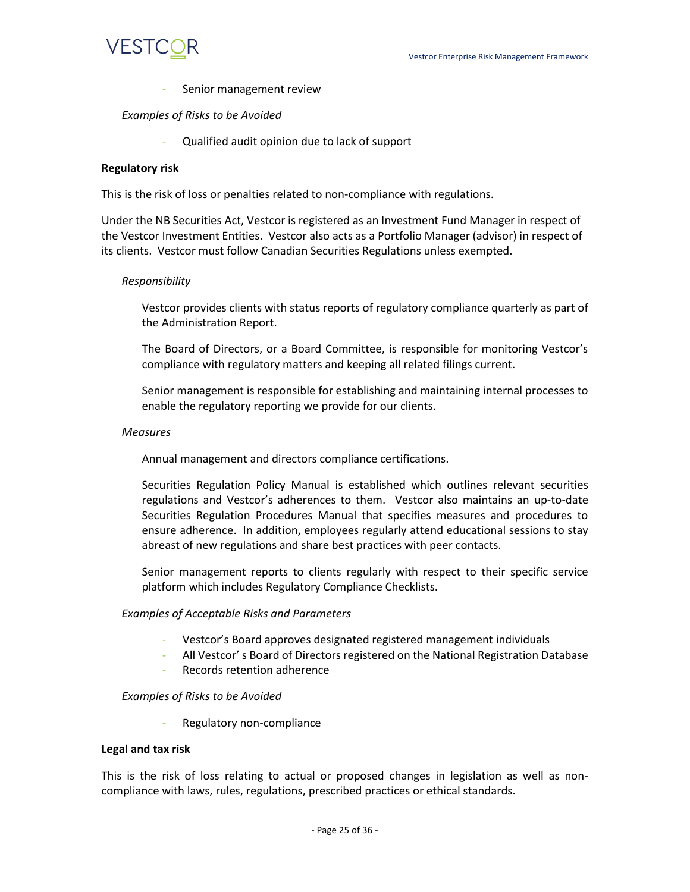- Senior management review

*Examples of Risks to be Avoided*

- Qualified audit opinion due to lack of support

**Regulatory risk**

This is the risk of loss or penalties related to non-compliance with regulations.

Under the NB Securities Act, Vestcor is registered as an Investment Fund Manager in respect of the Vestcor Investment Entities. Vestcor also acts as a Portfolio Manager (advisor) in respect of its clients. Vestcor must follow Canadian Securities Regulations unless exempted.

*Responsibility*

Vestcor provides clients with status reports of regulatory compliance quarterly as part of the Administration Report.

The Board of Directors, or a Board Committee, is responsible for monitoring Vestcor's compliance with regulatory matters and keeping all related filings current.

Senior management is responsible for establishing and maintaining internal processes to enable the regulatory reporting we provide for our clients.

*Measures*

Annual management and directors compliance certifications.

Securities Regulation Policy Manual is established which outlines relevant securities regulations and Vestcor's adherences to them. Vestcor also maintains an up-to-date Securities Regulation Procedures Manual that specifies measures and procedures to ensure adherence. In addition, employees regularly attend educational sessions to stay abreast of new regulations and share best practices with peer contacts.

Senior management reports to clients regularly with respect to their specific service platform which includes Regulatory Compliance Checklists.

*Examples of Acceptable Risks and Parameters*

- Vestcor's Board approves designated registered management individuals
- All Vestcor' s Board of Directors registered on the National Registration Database
- Records retention adherence

*Examples of Risks to be Avoided*

- Regulatory non-compliance

**Legal and tax risk**

This is the risk of loss relating to actual or proposed changes in legislation as well as non-compliance with laws, rules, regulations, prescribed practices or ethical standards.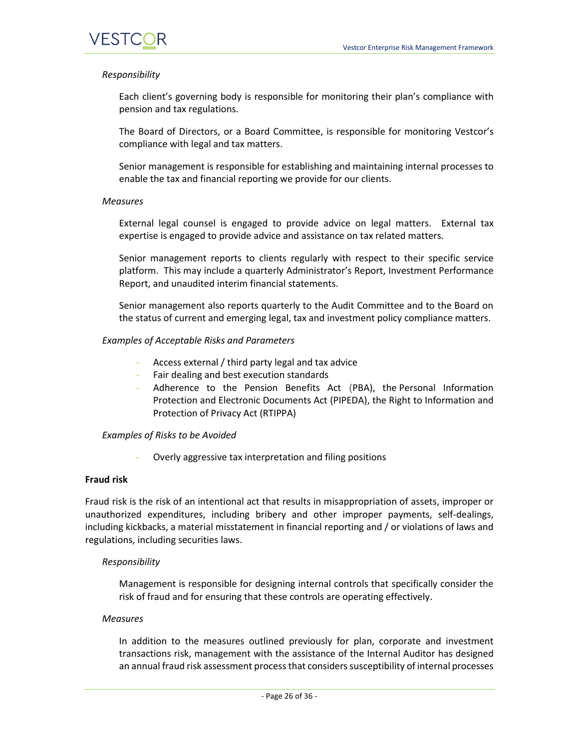*Responsibility*

Each client's governing body is responsible for monitoring their plan's compliance with pension and tax regulations.

The Board of Directors, or a Board Committee, is responsible for monitoring Vestcor's compliance with legal and tax matters.

Senior management is responsible for establishing and maintaining internal processes to enable the tax and financial reporting we provide for our clients.

*Measures*

External legal counsel is engaged to provide advice on legal matters. External tax expertise is engaged to provide advice and assistance on tax related matters.

Senior management reports to clients regularly with respect to their specific service platform. This may include a quarterly Administrator's Report, Investment Performance Report, and unaudited interim financial statements.

Senior management also reports quarterly to the Audit Committee and to the Board on the status of current and emerging legal, tax and investment policy compliance matters.

*Examples of Acceptable Risks and Parameters*

- Access external / third party legal and tax advice
- Fair dealing and best execution standards
- Adherence to the Pension Benefits Act (PBA), the Personal Information Protection and Electronic Documents Act (PIPEDA), the Right to Information and Protection of Privacy Act (RTIPPA)

*Examples of Risks to be Avoided*

- Overly aggressive tax interpretation and filing positions

**Fraud risk**

Fraud risk is the risk of an intentional act that results in misappropriation of assets, improper or unauthorized expenditures, including bribery and other improper payments, self-dealings, including kickbacks, a material misstatement in financial reporting and / or violations of laws and regulations, including securities laws.

*Responsibility*

Management is responsible for designing internal controls that specifically consider the risk of fraud and for ensuring that these controls are operating effectively.

*Measures*

In addition to the measures outlined previously for plan, corporate and investment transactions risk, management with the assistance of the Internal Auditor has designed an annual fraud risk assessment process that considers susceptibility of internal processes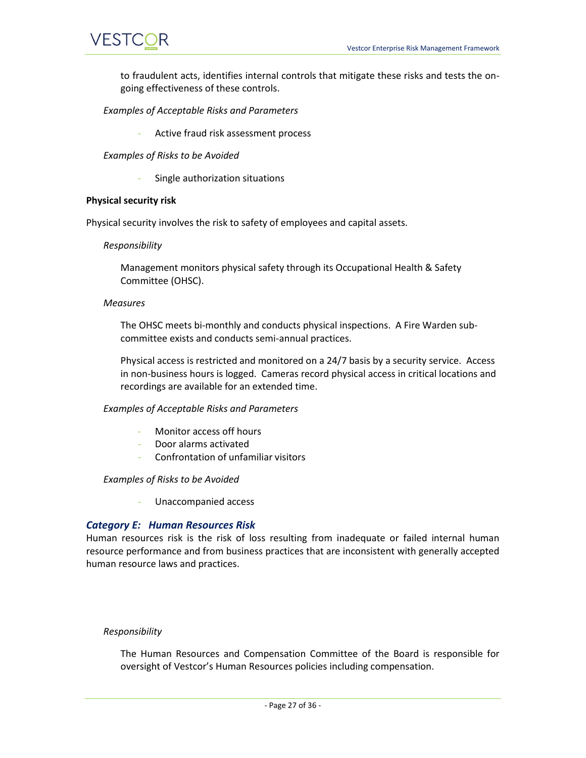to fraudulent acts, identifies internal controls that mitigate these risks and tests the on-going effectiveness of these controls.

*Examples of Acceptable Risks and Parameters*

- Active fraud risk assessment process

*Examples of Risks to be Avoided*

- Single authorization situations

**Physical security risk**

Physical security involves the risk to safety of employees and capital assets.

*Responsibility*

Management monitors physical safety through its Occupational Health & Safety Committee (OHSC).

*Measures*

The OHSC meets bi-monthly and conducts physical inspections. A Fire Warden sub-committee exists and conducts semi-annual practices.

Physical access is restricted and monitored on a 24/7 basis by a security service. Access in non-business hours is logged. Cameras record physical access in critical locations and recordings are available for an extended time.

*Examples of Acceptable Risks and Parameters*

- Monitor access off hours
- Door alarms activated
- Confrontation of unfamiliar visitors

*Examples of Risks to be Avoided*

- Unaccompanied access

### *Category E: Human Resources Risk*

Human resources risk is the risk of loss resulting from inadequate or failed internal human resource performance and from business practices that are inconsistent with generally accepted human resource laws and practices.

*Responsibility*

The Human Resources and Compensation Committee of the Board is responsible for oversight of Vestcor's Human Resources policies including compensation.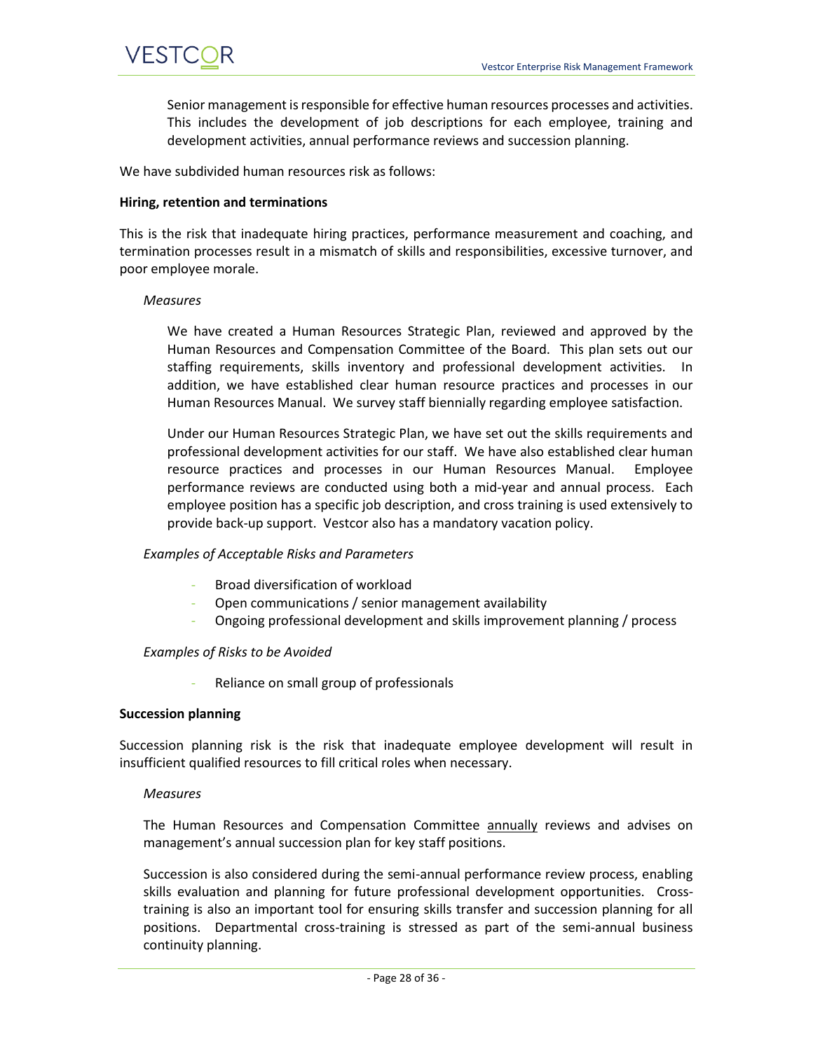Senior management is responsible for effective human resources processes and activities. This includes the development of job descriptions for each employee, training and development activities, annual performance reviews and succession planning.

We have subdivided human resources risk as follows:

**Hiring, retention and terminations**

This is the risk that inadequate hiring practices, performance measurement and coaching, and termination processes result in a mismatch of skills and responsibilities, excessive turnover, and poor employee morale.

*Measures*

We have created a Human Resources Strategic Plan, reviewed and approved by the Human Resources and Compensation Committee of the Board. This plan sets out our staffing requirements, skills inventory and professional development activities. In addition, we have established clear human resource practices and processes in our Human Resources Manual. We survey staff biennially regarding employee satisfaction.

Under our Human Resources Strategic Plan, we have set out the skills requirements and professional development activities for our staff. We have also established clear human resource practices and processes in our Human Resources Manual. Employee performance reviews are conducted using both a mid-year and annual process. Each employee position has a specific job description, and cross training is used extensively to provide back-up support. Vestcor also has a mandatory vacation policy.

*Examples of Acceptable Risks and Parameters*

- Broad diversification of workload
- Open communications / senior management availability
- Ongoing professional development and skills improvement planning / process

*Examples of Risks to be Avoided*

- Reliance on small group of professionals

**Succession planning**

Succession planning risk is the risk that inadequate employee development will result in insufficient qualified resources to fill critical roles when necessary.

*Measures*

The Human Resources and Compensation Committee annually reviews and advises on management's annual succession plan for key staff positions.

Succession is also considered during the semi-annual performance review process, enabling skills evaluation and planning for future professional development opportunities. Cross-training is also an important tool for ensuring skills transfer and succession planning for all positions. Departmental cross-training is stressed as part of the semi-annual business continuity planning.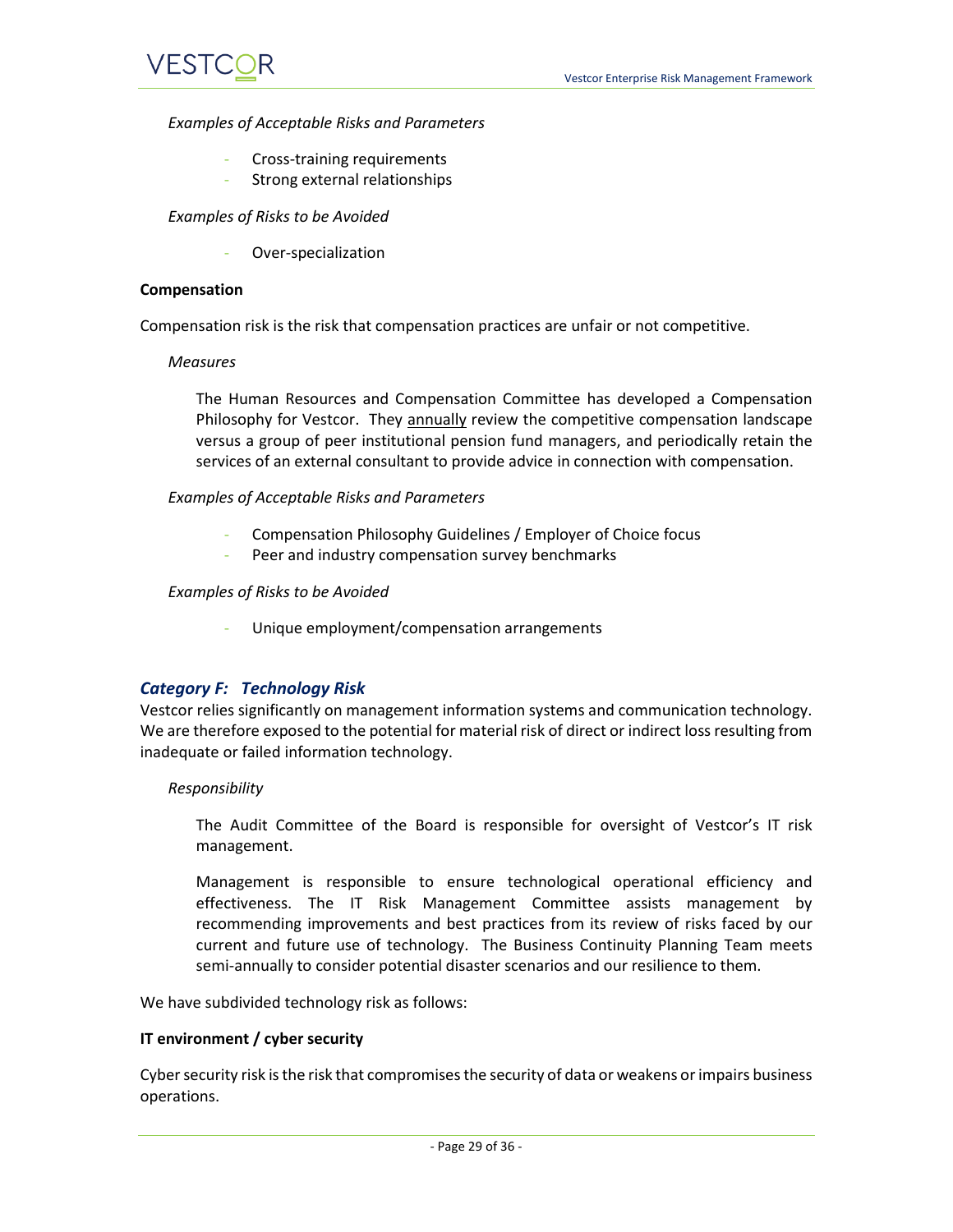*Examples of Acceptable Risks and Parameters*

- Cross-training requirements
- Strong external relationships

*Examples of Risks to be Avoided*

- Over-specialization

**Compensation**

Compensation risk is the risk that compensation practices are unfair or not competitive.

*Measures*

The Human Resources and Compensation Committee has developed a Compensation Philosophy for Vestcor. They annually review the competitive compensation landscape versus a group of peer institutional pension fund managers, and periodically retain the services of an external consultant to provide advice in connection with compensation.

*Examples of Acceptable Risks and Parameters*

- Compensation Philosophy Guidelines / Employer of Choice focus
- Peer and industry compensation survey benchmarks

*Examples of Risks to be Avoided*

- Unique employment/compensation arrangements

### *Category F: Technology Risk*

Vestcor relies significantly on management information systems and communication technology. We are therefore exposed to the potential for material risk of direct or indirect loss resulting from inadequate or failed information technology.

*Responsibility*

The Audit Committee of the Board is responsible for oversight of Vestcor's IT risk management.

Management is responsible to ensure technological operational efficiency and effectiveness. The IT Risk Management Committee assists management by recommending improvements and best practices from its review of risks faced by our current and future use of technology. The Business Continuity Planning Team meets semi-annually to consider potential disaster scenarios and our resilience to them.

We have subdivided technology risk as follows:

**IT environment / cyber security**

Cyber security risk is the risk that compromises the security of data or weakens or impairs business operations.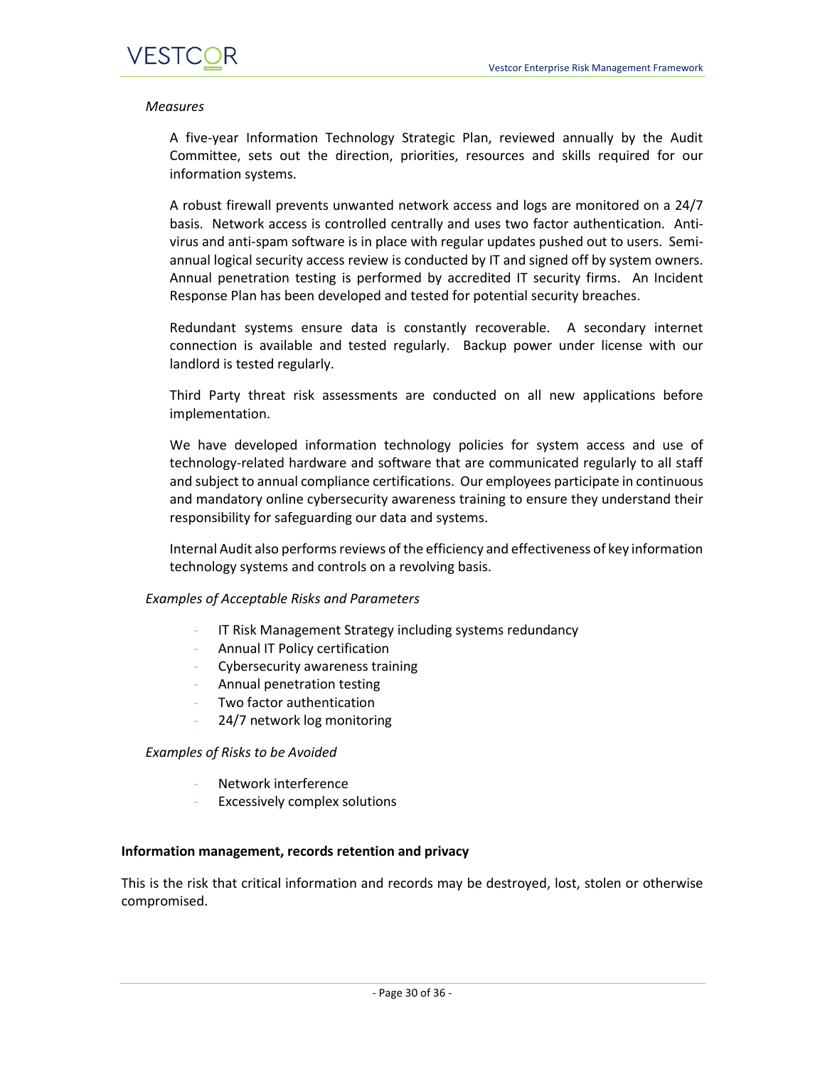*Measures*

A five-year Information Technology Strategic Plan, reviewed annually by the Audit Committee, sets out the direction, priorities, resources and skills required for our information systems.

A robust firewall prevents unwanted network access and logs are monitored on a 24/7 basis. Network access is controlled centrally and uses two factor authentication. Anti-virus and anti-spam software is in place with regular updates pushed out to users. Semi-annual logical security access review is conducted by IT and signed off by system owners. Annual penetration testing is performed by accredited IT security firms. An Incident Response Plan has been developed and tested for potential security breaches.

Redundant systems ensure data is constantly recoverable. A secondary internet connection is available and tested regularly. Backup power under license with our landlord is tested regularly.

Third Party threat risk assessments are conducted on all new applications before implementation.

We have developed information technology policies for system access and use of technology-related hardware and software that are communicated regularly to all staff and subject to annual compliance certifications. Our employees participate in continuous and mandatory online cybersecurity awareness training to ensure they understand their responsibility for safeguarding our data and systems.

Internal Audit also performs reviews of the efficiency and effectiveness of key information technology systems and controls on a revolving basis.

*Examples of Acceptable Risks and Parameters*

- IT Risk Management Strategy including systems redundancy
- Annual IT Policy certification
- Cybersecurity awareness training
- Annual penetration testing
- Two factor authentication
- 24/7 network log monitoring

*Examples of Risks to be Avoided*

- Network interference
- Excessively complex solutions

**Information management, records retention and privacy**

This is the risk that critical information and records may be destroyed, lost, stolen or otherwise compromised.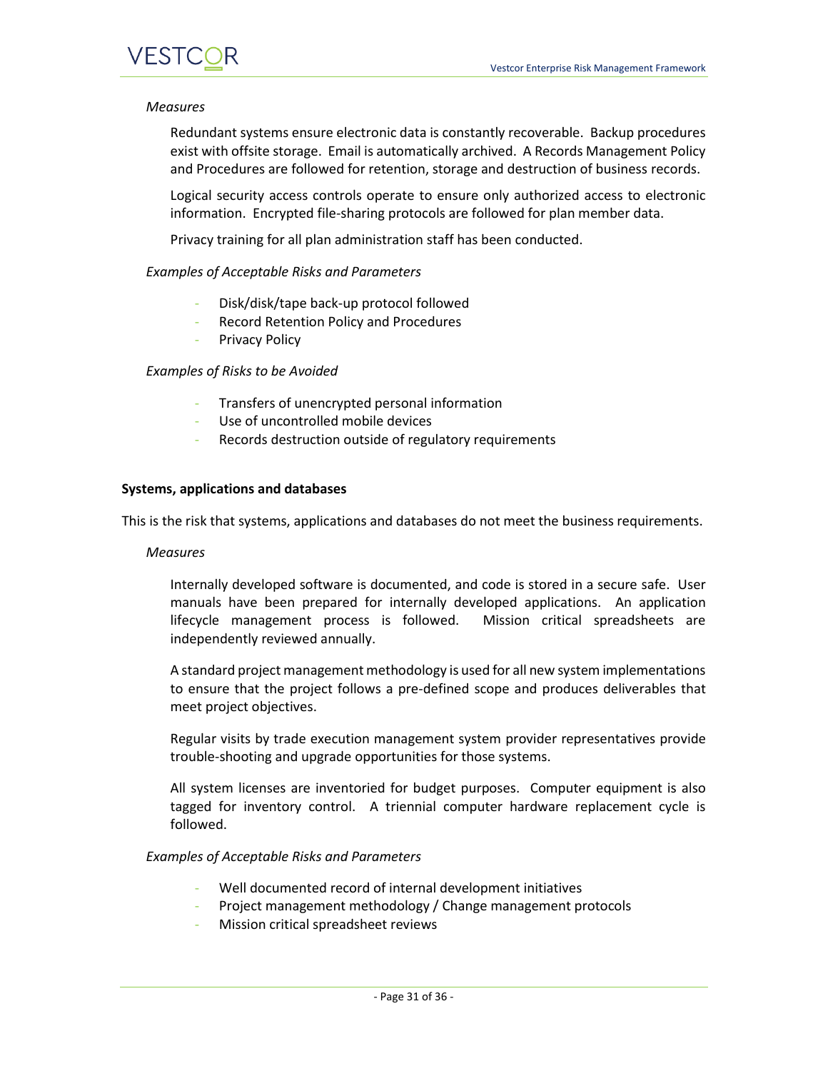*Measures*

Redundant systems ensure electronic data is constantly recoverable. Backup procedures exist with offsite storage. Email is automatically archived. A Records Management Policy and Procedures are followed for retention, storage and destruction of business records.

Logical security access controls operate to ensure only authorized access to electronic information. Encrypted file-sharing protocols are followed for plan member data.

Privacy training for all plan administration staff has been conducted.

*Examples of Acceptable Risks and Parameters*

- Disk/disk/tape back-up protocol followed
- Record Retention Policy and Procedures
- Privacy Policy

*Examples of Risks to be Avoided*

- Transfers of unencrypted personal information
- Use of uncontrolled mobile devices
- Records destruction outside of regulatory requirements

**Systems, applications and databases**

This is the risk that systems, applications and databases do not meet the business requirements.

*Measures*

Internally developed software is documented, and code is stored in a secure safe. User manuals have been prepared for internally developed applications. An application lifecycle management process is followed. Mission critical spreadsheets are independently reviewed annually.

A standard project management methodology is used for all new system implementations to ensure that the project follows a pre-defined scope and produces deliverables that meet project objectives.

Regular visits by trade execution management system provider representatives provide trouble-shooting and upgrade opportunities for those systems.

All system licenses are inventoried for budget purposes. Computer equipment is also tagged for inventory control. A triennial computer hardware replacement cycle is followed.

*Examples of Acceptable Risks and Parameters*

- Well documented record of internal development initiatives
- Project management methodology / Change management protocols
- Mission critical spreadsheet reviews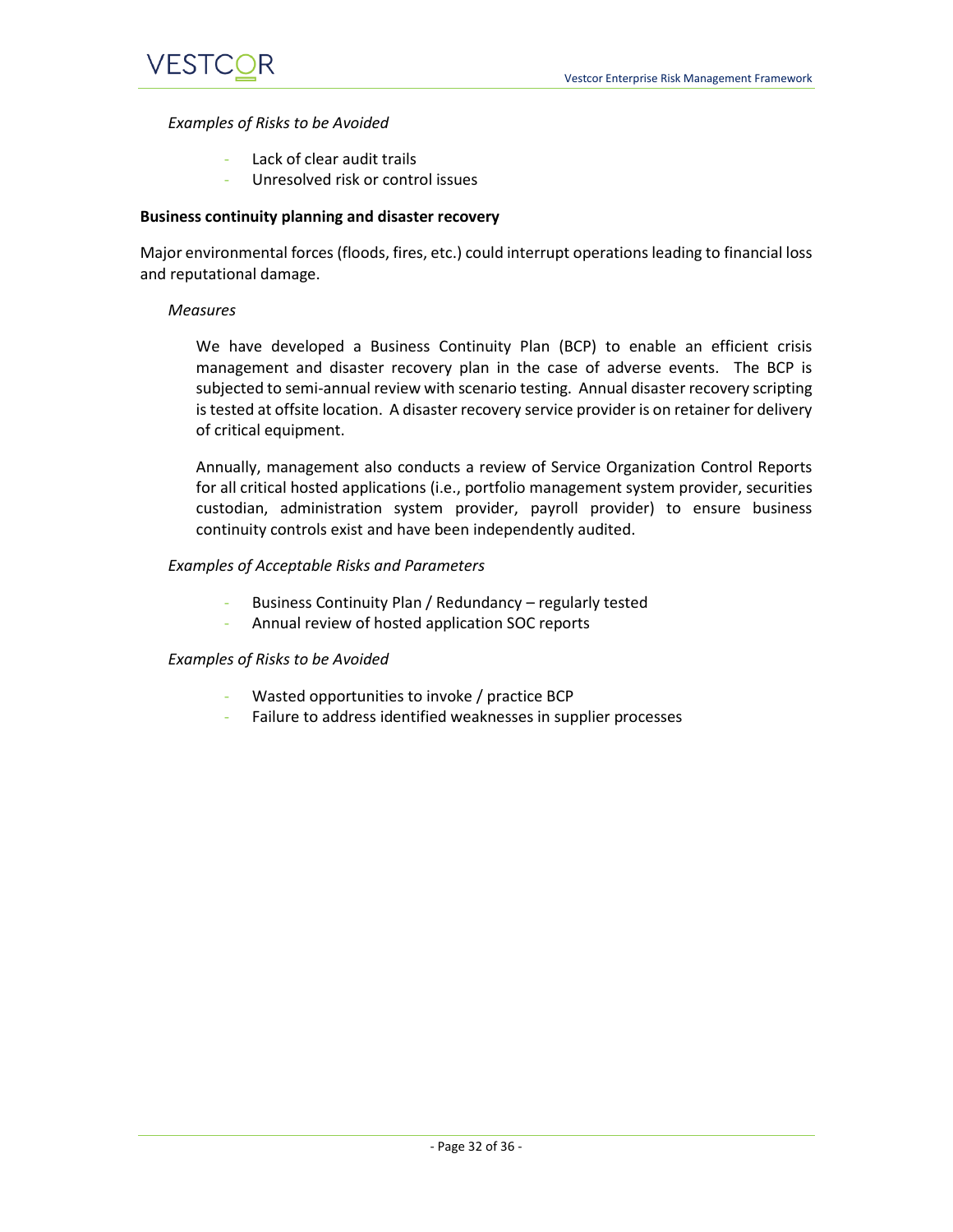*Examples of Risks to be Avoided*

- Lack of clear audit trails
- Unresolved risk or control issues

**Business continuity planning and disaster recovery**

Major environmental forces (floods, fires, etc.) could interrupt operations leading to financial loss and reputational damage.

*Measures*

We have developed a Business Continuity Plan (BCP) to enable an efficient crisis management and disaster recovery plan in the case of adverse events. The BCP is subjected to semi-annual review with scenario testing. Annual disaster recovery scripting is tested at offsite location. A disaster recovery service provider is on retainer for delivery of critical equipment.

Annually, management also conducts a review of Service Organization Control Reports for all critical hosted applications (i.e., portfolio management system provider, securities custodian, administration system provider, payroll provider) to ensure business continuity controls exist and have been independently audited.

*Examples of Acceptable Risks and Parameters*

- Business Continuity Plan / Redundancy – regularly tested
- Annual review of hosted application SOC reports

*Examples of Risks to be Avoided*

- Wasted opportunities to invoke / practice BCP
- Failure to address identified weaknesses in supplier processes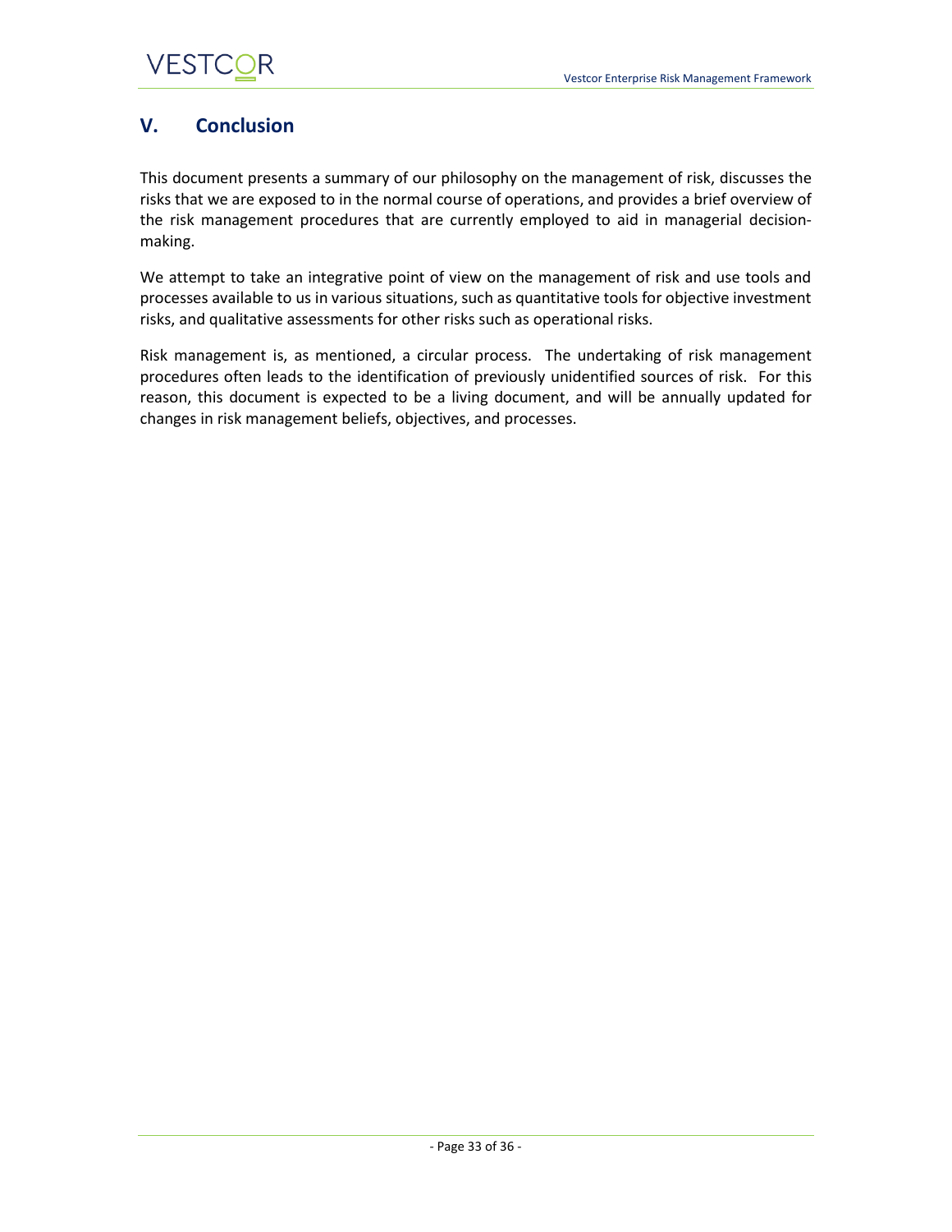## V. Conclusion

This document presents a summary of our philosophy on the management of risk, discusses the risks that we are exposed to in the normal course of operations, and provides a brief overview of the risk management procedures that are currently employed to aid in managerial decision-making.

We attempt to take an integrative point of view on the management of risk and use tools and processes available to us in various situations, such as quantitative tools for objective investment risks, and qualitative assessments for other risks such as operational risks.

Risk management is, as mentioned, a circular process. The undertaking of risk management procedures often leads to the identification of previously unidentified sources of risk. For this reason, this document is expected to be a living document, and will be annually updated for changes in risk management beliefs, objectives, and processes.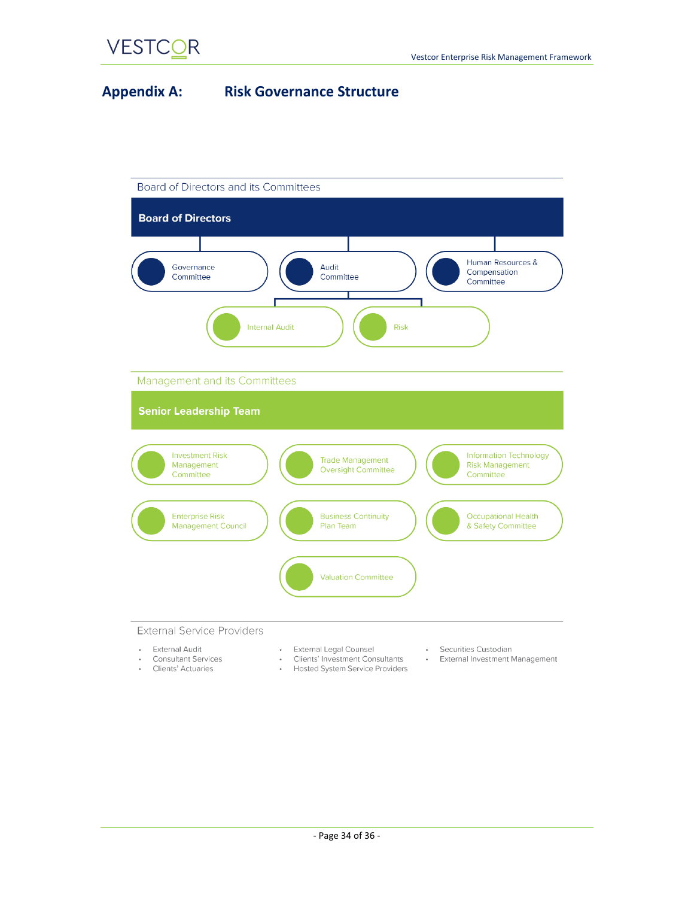# Appendix A: Risk Governance Structure

## Board of Directors and its Committees

**Board of Directors**

- Governance Committee
- Audit Committee
  - Internal Audit
  - Risk
- Human Resources & Compensation Committee

## Management and its Committees

**Senior Leadership Team**

- Investment Risk Management Committee
- Trade Management Oversight Committee
- Information Technology Risk Management Committee
- Enterprise Risk Management Council
- Business Continuity Plan Team
- Occupational Health & Safety Committee
- Valuation Committee

## External Service Providers

- External Audit
- Consultant Services
- Clients' Actuaries
- External Legal Counsel
- Clients' Investment Consultants
- Hosted System Service Providers
- Securities Custodian
- External Investment Management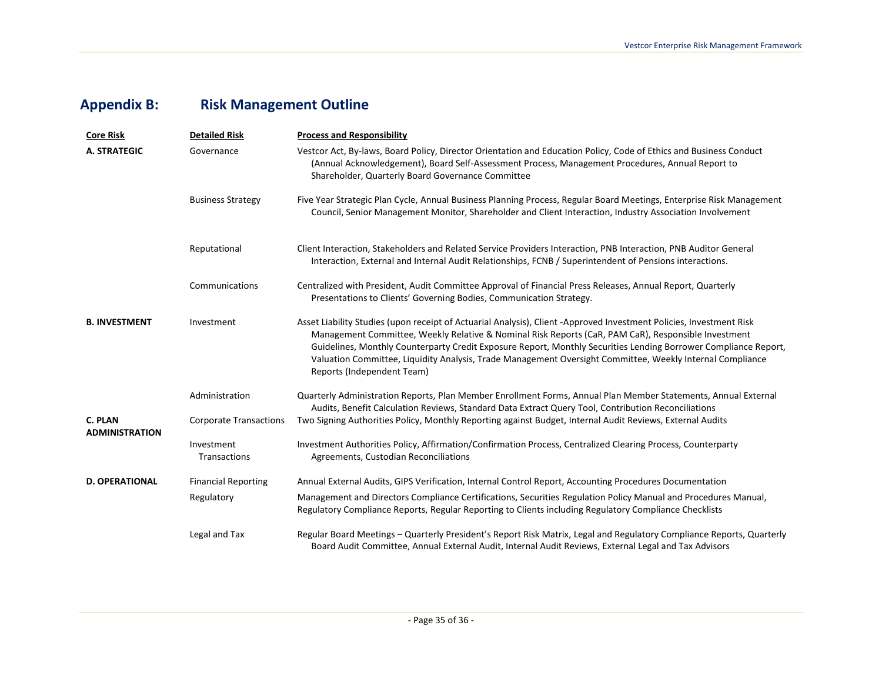## Appendix B: Risk Management Outline

| Core Risk | Detailed Risk | Process and Responsibility |
|---|---|---|
| **A. STRATEGIC** | Governance | Vestcor Act, By-laws, Board Policy, Director Orientation and Education Policy, Code of Ethics and Business Conduct (Annual Acknowledgement), Board Self-Assessment Process, Management Procedures, Annual Report to Shareholder, Quarterly Board Governance Committee |
| | Business Strategy | Five Year Strategic Plan Cycle, Annual Business Planning Process, Regular Board Meetings, Enterprise Risk Management Council, Senior Management Monitor, Shareholder and Client Interaction, Industry Association Involvement |
| | Reputational | Client Interaction, Stakeholders and Related Service Providers Interaction, PNB Interaction, PNB Auditor General Interaction, External and Internal Audit Relationships, FCNB / Superintendent of Pensions interactions. |
| | Communications | Centralized with President, Audit Committee Approval of Financial Press Releases, Annual Report, Quarterly Presentations to Clients' Governing Bodies, Communication Strategy. |
| **B. INVESTMENT** | Investment | Asset Liability Studies (upon receipt of Actuarial Analysis), Client -Approved Investment Policies, Investment Risk Management Committee, Weekly Relative & Nominal Risk Reports (CaR, PAM CaR), Responsible Investment Guidelines, Monthly Counterparty Credit Exposure Report, Monthly Securities Lending Borrower Compliance Report, Valuation Committee, Liquidity Analysis, Trade Management Oversight Committee, Weekly Internal Compliance Reports (Independent Team) |
| **C. PLAN ADMINISTRATION** | Administration | Quarterly Administration Reports, Plan Member Enrollment Forms, Annual Plan Member Statements, Annual External Audits, Benefit Calculation Reviews, Standard Data Extract Query Tool, Contribution Reconciliations |
| | Corporate Transactions | Two Signing Authorities Policy, Monthly Reporting against Budget, Internal Audit Reviews, External Audits |
| | Investment Transactions | Investment Authorities Policy, Affirmation/Confirmation Process, Centralized Clearing Process, Counterparty Agreements, Custodian Reconciliations |
| **D. OPERATIONAL** | Financial Reporting | Annual External Audits, GIPS Verification, Internal Control Report, Accounting Procedures Documentation |
| | Regulatory | Management and Directors Compliance Certifications, Securities Regulation Policy Manual and Procedures Manual, Regulatory Compliance Reports, Regular Reporting to Clients including Regulatory Compliance Checklists |
| | Legal and Tax | Regular Board Meetings – Quarterly President's Report Risk Matrix, Legal and Regulatory Compliance Reports, Quarterly Board Audit Committee, Annual External Audit, Internal Audit Reviews, External Legal and Tax Advisors |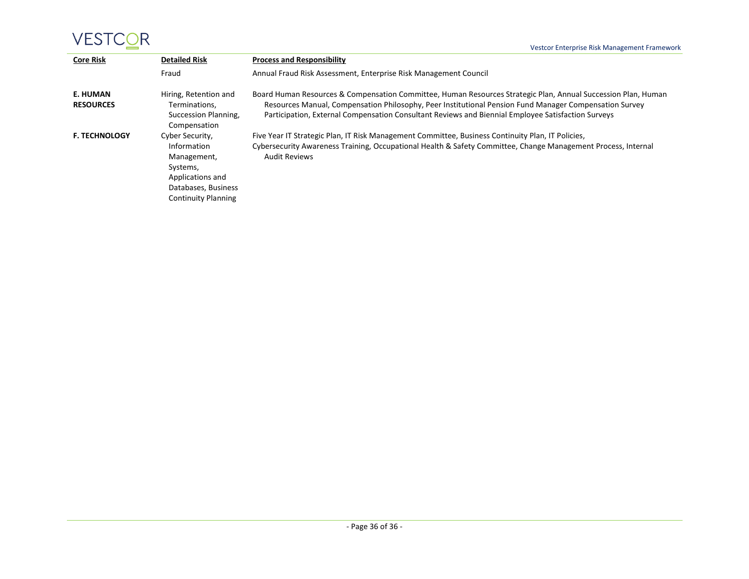| Core Risk | Detailed Risk | Process and Responsibility |
|---|---|---|
| | Fraud | Annual Fraud Risk Assessment, Enterprise Risk Management Council |
| **E. HUMAN RESOURCES** | Hiring, Retention and Terminations, Succession Planning, Compensation | Board Human Resources & Compensation Committee, Human Resources Strategic Plan, Annual Succession Plan, Human Resources Manual, Compensation Philosophy, Peer Institutional Pension Fund Manager Compensation Survey Participation, External Compensation Consultant Reviews and Biennial Employee Satisfaction Surveys |
| **F. TECHNOLOGY** | Cyber Security, Information Management, Systems, Applications and Databases, Business Continuity Planning | Five Year IT Strategic Plan, IT Risk Management Committee, Business Continuity Plan, IT Policies, Cybersecurity Awareness Training, Occupational Health & Safety Committee, Change Management Process, Internal Audit Reviews |